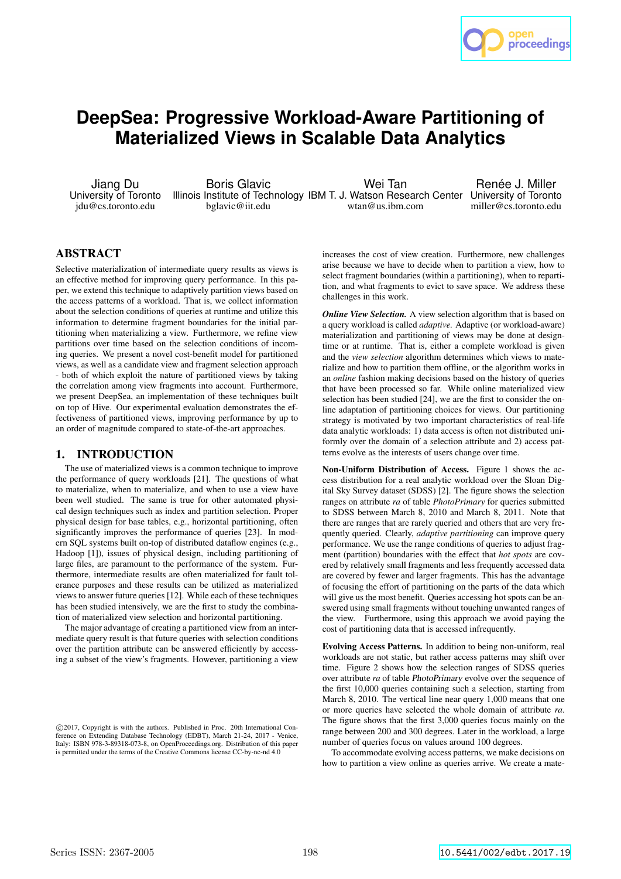# DeepSea: Progressive Workload-Aware Partitioning of Materialized Views in Scalable Data Analytics

Jiang Du
University of Toronto
jdu@cs.toronto.edu

Boris Glavic
Illinois Institute of Technology
bglavic@iit.edu

Wei Tan
IBM T. J. Watson Research Center
wtan@us.ibm.com

Renée J. Miller
University of Toronto
miller@cs.toronto.edu

## ABSTRACT

Selective materialization of intermediate query results as views is an effective method for improving query performance. In this paper, we extend this technique to adaptively partition views based on the access patterns of a workload. That is, we collect information about the selection conditions of queries at runtime and utilize this information to determine fragment boundaries for the initial partitioning when materializing a view. Furthermore, we refine view partitions over time based on the selection conditions of incoming queries. We present a novel cost-benefit model for partitioned views, as well as a candidate view and fragment selection approach - both of which exploit the nature of partitioned views by taking the correlation among view fragments into account. Furthermore, we present DeepSea, an implementation of these techniques built on top of Hive. Our experimental evaluation demonstrates the effectiveness of partitioned views, improving performance by up to an order of magnitude compared to state-of-the-art approaches.

## 1. INTRODUCTION

The use of materialized views is a common technique to improve the performance of query workloads [21]. The questions of what to materialize, when to materialize, and when to use a view have been well studied. The same is true for other automated physical design techniques such as index and partition selection. Proper physical design for base tables, e.g., horizontal partitioning, often significantly improves the performance of queries [23]. In modern SQL systems built on-top of distributed dataflow engines (e.g., Hadoop [1]), issues of physical design, including partitioning of large files, are paramount to the performance of the system. Furthermore, intermediate results are often materialized for fault tolerance purposes and these results can be utilized as materialized views to answer future queries [12]. While each of these techniques has been studied intensively, we are the first to study the combination of materialized view selection and horizontal partitioning.

The major advantage of creating a partitioned view from an intermediate query result is that future queries with selection conditions over the partition attribute can be answered efficiently by accessing a subset of the view's fragments. However, partitioning a view increases the cost of view creation. Furthermore, new challenges arise because we have to decide when to partition a view, how to select fragment boundaries (within a partitioning), when to repartition, and what fragments to evict to save space. We address these challenges in this work.

***Online View Selection.*** A view selection algorithm that is based on a query workload is called *adaptive*. Adaptive (or workload-aware) materialization and partitioning of views may be done at design-time or at runtime. That is, either a complete workload is given and the *view selection* algorithm determines which views to materialize and how to partition them offline, or the algorithm works in an *online* fashion making decisions based on the history of queries that have been processed so far. While online materialized view selection has been studied [24], we are the first to consider the online adaptation of partitioning choices for views. Our partitioning strategy is motivated by two important characteristics of real-life data analytic workloads: 1) data access is often not distributed uniformly over the domain of a selection attribute and 2) access patterns evolve as the interests of users change over time.

**Non-Uniform Distribution of Access.** Figure 1 shows the access distribution for a real analytic workload over the Sloan Digital Sky Survey dataset (SDSS) [2]. The figure shows the selection ranges on attribute *ra* of table *PhotoPrimary* for queries submitted to SDSS between March 8, 2010 and March 8, 2011. Note that there are ranges that are rarely queried and others that are very frequently queried. Clearly, *adaptive partitioning* can improve query performance. We use the range conditions of queries to adjust fragment (partition) boundaries with the effect that *hot spots* are covered by relatively small fragments and less frequently accessed data are covered by fewer and larger fragments. This has the advantage of focusing the effort of partitioning on the parts of the data which will give us the most benefit. Queries accessing hot spots can be answered using small fragments without touching unwanted ranges of the view. Furthermore, using this approach we avoid paying the cost of partitioning data that is accessed infrequently.

**Evolving Access Patterns.** In addition to being non-uniform, real workloads are not static, but rather access patterns may shift over time. Figure 2 shows how the selection ranges of SDSS queries over attribute *ra* of table PhotoPrimary evolve over the sequence of the first 10,000 queries containing such a selection, starting from March 8, 2010. The vertical line near query 1,000 means that one or more queries have selected the whole domain of attribute *ra*. The figure shows that the first 3,000 queries focus mainly on the range between 200 and 300 degrees. Later in the workload, a large number of queries focus on values around 100 degrees.

To accommodate evolving access patterns, we make decisions on how to partition a view online as queries arrive. We create a mate-

©2017, Copyright is with the authors. Published in Proc. 20th International Conference on Extending Database Technology (EDBT), March 21-24, 2017 - Venice, Italy: ISBN 978-3-89318-073-8, on OpenProceedings.org. Distribution of this paper is permitted under the terms of the Creative Commons license CC-by-nc-nd 4.0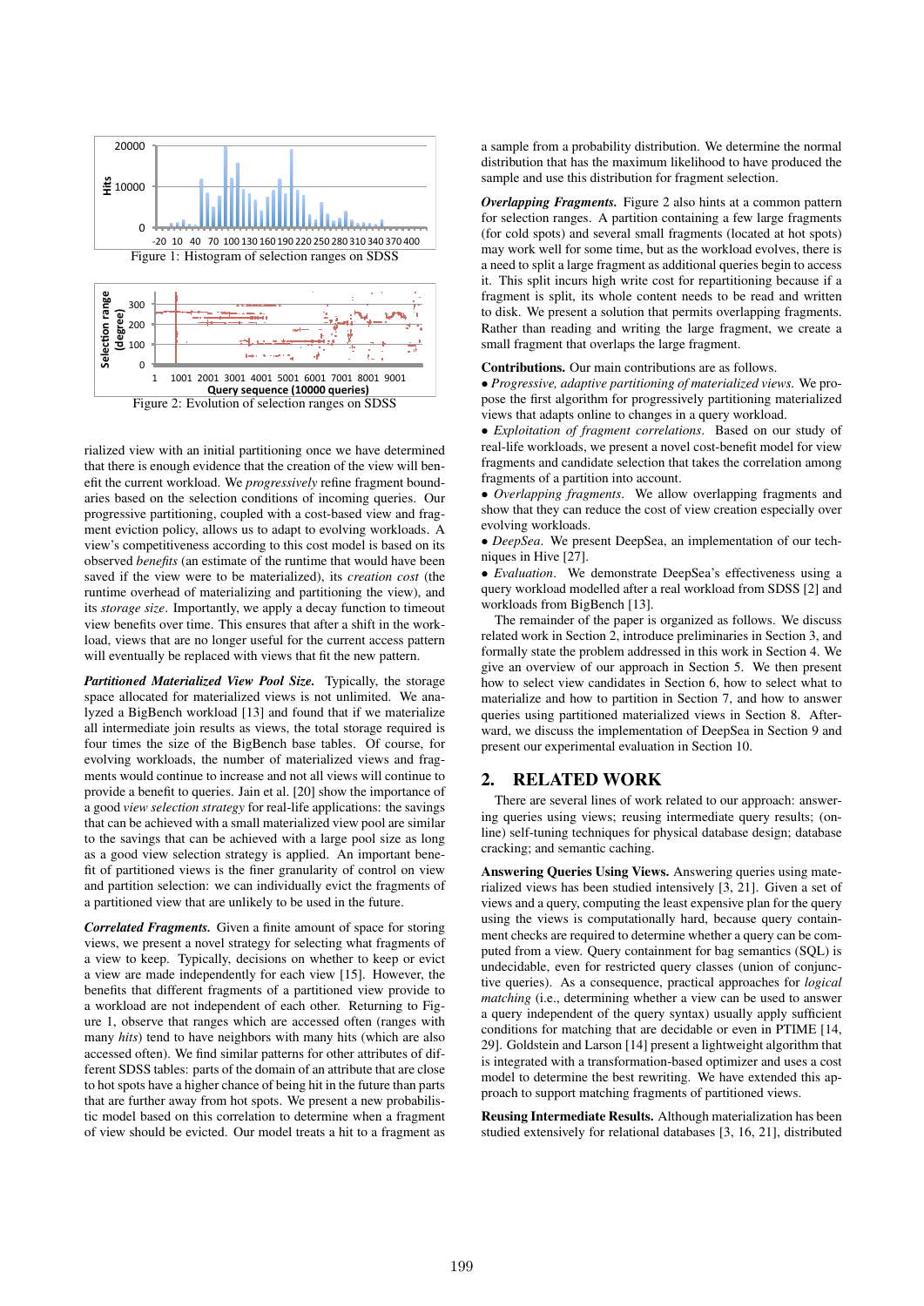Figure 1: Histogram of selection ranges on SDSS

Figure 2: Evolution of selection ranges on SDSS

rialized view with an initial partitioning once we have determined that there is enough evidence that the creation of the view will benefit the current workload. We *progressively* refine fragment boundaries based on the selection conditions of incoming queries. Our progressive partitioning, coupled with a cost-based view and fragment eviction policy, allows us to adapt to evolving workloads. A view's competitiveness according to this cost model is based on its observed *benefits* (an estimate of the runtime that would have been saved if the view were to be materialized), its *creation cost* (the runtime overhead of materializing and partitioning the view), and its *storage size*. Importantly, we apply a decay function to timeout view benefits over time. This ensures that after a shift in the workload, views that are no longer useful for the current access pattern will eventually be replaced with views that fit the new pattern.

***Partitioned Materialized View Pool Size.*** Typically, the storage space allocated for materialized views is not unlimited. We analyzed a BigBench workload [13] and found that if we materialize all intermediate join results as views, the total storage required is four times the size of the BigBench base tables. Of course, for evolving workloads, the number of materialized views and fragments would continue to increase and not all views will continue to provide a benefit to queries. Jain et al. [20] show the importance of a good *view selection strategy* for real-life applications: the savings that can be achieved with a small materialized view pool are similar to the savings that can be achieved with a large pool size as long as a good view selection strategy is applied. An important benefit of partitioned views is the finer granularity of control on view and partition selection: we can individually evict the fragments of a partitioned view that are unlikely to be used in the future.

***Correlated Fragments.*** Given a finite amount of space for storing views, we present a novel strategy for selecting what fragments of a view to keep. Typically, decisions on whether to keep or evict a view are made independently for each view [15]. However, the benefits that different fragments of a partitioned view provide to a workload are not independent of each other. Returning to Figure 1, observe that ranges which are accessed often (ranges with many *hits*) tend to have neighbors with many hits (which are also accessed often). We find similar patterns for other attributes of different SDSS tables: parts of the domain of an attribute that are close to hot spots have a higher chance of being hit in the future than parts that are further away from hot spots. We present a new probabilistic model based on this correlation to determine when a fragment of view should be evicted. Our model treats a hit to a fragment as a sample from a probability distribution. We determine the normal distribution that has the maximum likelihood to have produced the sample and use this distribution for fragment selection.

***Overlapping Fragments.*** Figure 2 also hints at a common pattern for selection ranges. A partition containing a few large fragments (for cold spots) and several small fragments (located at hot spots) may work well for some time, but as the workload evolves, there is a need to split a large fragment as additional queries begin to access it. This split incurs high write cost for repartitioning because if a fragment is split, its whole content needs to be read and written to disk. We present a solution that permits overlapping fragments. Rather than reading and writing the large fragment, we create a small fragment that overlaps the large fragment.

**Contributions.** Our main contributions are as follows.

- *Progressive, adaptive partitioning of materialized views.* We propose the first algorithm for progressively partitioning materialized views that adapts online to changes in a query workload.
- *Exploitation of fragment correlations.* Based on our study of real-life workloads, we present a novel cost-benefit model for view fragments and candidate selection that takes the correlation among fragments of a partition into account.
- *Overlapping fragments.* We allow overlapping fragments and show that they can reduce the cost of view creation especially over evolving workloads.
- *DeepSea.* We present DeepSea, an implementation of our techniques in Hive [27].
- *Evaluation.* We demonstrate DeepSea's effectiveness using a query workload modelled after a real workload from SDSS [2] and workloads from BigBench [13].

The remainder of the paper is organized as follows. We discuss related work in Section 2, introduce preliminaries in Section 3, and formally state the problem addressed in this work in Section 4. We give an overview of our approach in Section 5. We then present how to select view candidates in Section 6, how to select what to materialize and how to partition in Section 7, and how to answer queries using partitioned materialized views in Section 8. Afterward, we discuss the implementation of DeepSea in Section 9 and present our experimental evaluation in Section 10.

## 2. RELATED WORK

There are several lines of work related to our approach: answering queries using views; reusing intermediate query results; (online) self-tuning techniques for physical database design; database cracking; and semantic caching.

**Answering Queries Using Views.** Answering queries using materialized views has been studied intensively [3, 21]. Given a set of views and a query, computing the least expensive plan for the query using the views is computationally hard, because query containment checks are required to determine whether a query can be computed from a view. Query containment for bag semantics (SQL) is undecidable, even for restricted query classes (union of conjunctive queries). As a consequence, practical approaches for *logical matching* (i.e., determining whether a view can be used to answer a query independent of the query syntax) usually apply sufficient conditions for matching that are decidable or even in PTIME [14, 29]. Goldstein and Larson [14] present a lightweight algorithm that is integrated with a transformation-based optimizer and uses a cost model to determine the best rewriting. We have extended this approach to support matching fragments of partitioned views.

**Reusing Intermediate Results.** Although materialization has been studied extensively for relational databases [3, 16, 21], distributed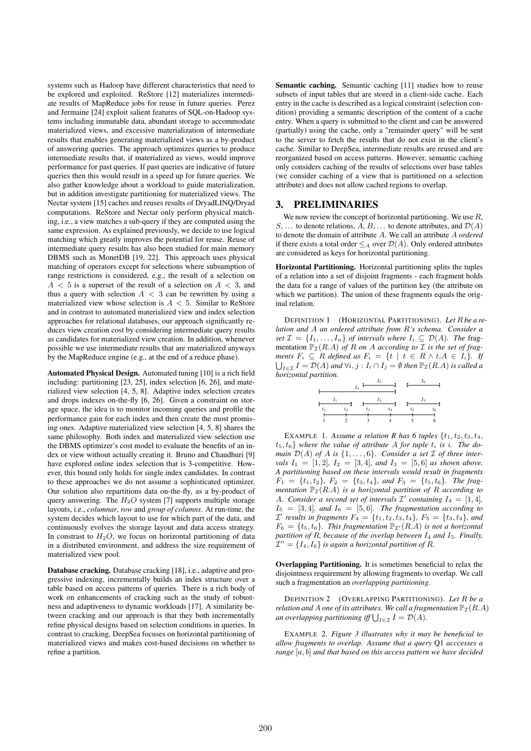systems such as Hadoop have different characteristics that need to be explored and exploited. ReStore [12] materializes intermediate results of MapReduce jobs for reuse in future queries. Perez and Jermaine [24] exploit salient features of SQL-on-Hadoop systems including immutable data, abundant storage to accommodate materialized views, and excessive materialization of intermediate results that enables generating materialized views as a by-product of answering queries. The approach optimizes queries to produce intermediate results that, if materialized as views, would improve performance for past queries. If past queries are indicative of future queries then this would result in a speed up for future queries. We also gather knowledge about a workload to guide materialization, but in addition investigate partitioning for materialized views. The Nectar system [15] caches and reuses results of DryadLINQ/Dryad computations. ReStore and Nectar only perform physical matching, i.e., a view matches a sub-query if they are computed using the same expression. As explained previously, we decide to use logical matching which greatly improves the potential for reuse. Reuse of intermediate query results has also been studied for main memory DBMS such as MonetDB [19, 22]. This approach uses physical matching of operators except for selections where subsumption of range restrictions is considered, e.g., the result of a selection on $A < 5$ is a superset of the result of a selection on $A < 3$, and thus a query with selection $A < 3$ can be rewritten by using a materialized view whose selection is $A < 5$. Similar to ReStore and in contrast to automated materialized view and index selection approaches for relational databases, our approach significantly reduces view creation cost by considering intermediate query results as candidates for materialized view creation. In addition, whenever possible we use intermediate results that are materialized anyways by the MapReduce engine (e.g., at the end of a reduce phase).

**Automated Physical Design.** Automated tuning [10] is a rich field including: partitioning [23, 25], index selection [6, 26], and materialized view selection [4, 5, 8]. Adaptive index selection creates and drops indexes on-the-fly [6, 26]. Given a constraint on storage space, the idea is to monitor incoming queries and profile the performance gain for each index and then create the most promising ones. Adaptive materialized view selection [4, 5, 8] shares the same philosophy. Both index and materialized view selection use the DBMS optimizer's cost model to evaluate the benefits of an index or view without actually creating it. Bruno and Chaudhuri [9] have explored online index selection that is 3-competitive. However, this bound only holds for single index candidates. In contrast to these approaches we do not assume a sophisticated optimizer. Our solution also repartitions data on-the-fly, as a by-product of query answering. The $H_2O$ system [7] supports multiple storage layouts, i.e., *columnar*, *row* and *group of columns*. At run-time, the system decides which layout to use for which part of the data, and continuously evolves the storage layout and data access strategy. In contrast to $H_2O$, we focus on horizontal partitioning of data in a distributed environment, and address the size requirement of materialized view pool.

**Database cracking.** Database cracking [18], i.e., adaptive and progressive indexing, incrementally builds an index structure over a table based on access patterns of queries. There is a rich body of work on enhancements of cracking such as the study of robustness and adaptiveness to dynamic workloads [17]. A similarity between cracking and our approach is that they both incrementally refine physical designs based on selection conditions in queries. In contrast to cracking, DeepSea focuses on horizontal partitioning of materialized views and makes cost-based decisions on whether to refine a partition.

**Semantic caching.** Semantic caching [11] studies how to reuse subsets of input tables that are stored in a client-side cache. Each entry in the cache is described as a logical constraint (selection condition) providing a semantic description of the content of a cache entry. When a query is submitted to the client and can be answered (partially) using the cache, only a "remainder query" will be sent to the server to fetch the results that do not exist in the client's cache. Similar to DeepSea, intermediate results are reused and are reorganized based on access patterns. However, semantic caching only considers caching of the results of selections over base tables (we consider caching of a view that is partitioned on a selection attribute) and does not allow cached regions to overlap.

## 3. PRELIMINARIES

We now review the concept of horizontal partitioning. We use $R$, $S$, ... to denote relations, $A$, $B$, ... to denote attributes, and $\mathcal{D}(A)$ to denote the domain of attribute $A$. We call an attribute $A$ *ordered* if there exists a total order $\leq_A$ over $\mathcal{D}(A)$. Only ordered attributes are considered as keys for horizontal partitioning.

**Horizontal Partitioning.** Horizontal partitioning splits the tuples of a relation into a set of disjoint fragments - each fragment holds the data for a range of values of the partition key (the attribute on which we partition). The union of these fragments equals the original relation.

DEFINITION 1 (HORIZONTAL PARTITIONING). *Let $R$ be a relation and $A$ an ordered attribute from $R$'s schema. Consider a set $\mathcal{I} = \{I_1, \ldots, I_n\}$ of intervals where $I_i \subseteq \mathcal{D}(A)$. The* fragmentation $\mathbb{P}_{\mathcal{I}}(R.A)$ *of $R$ on $A$ according to $\mathcal{I}$ is the set of fragments $F_i \subseteq R$ defined as $F_i = \{t \mid t \in R \wedge t.A \in I_i\}$. If $\bigcup_{I \in \mathcal{I}} I = \mathcal{D}(A)$ and $\forall i, j : I_i \cap I_j = \emptyset$ then $\mathbb{P}_{\mathcal{I}}(R.A)$ is called a horizontal partition.*

EXAMPLE 1. *Assume a relation R has 6 tuples $\{t_1, t_2, t_3, t_4, t_5, t_6\}$ where the value of attribute $A$ for tuple $t_i$ is $i$. The domain $\mathcal{D}(A)$ of $A$ is $\{1, \ldots, 6\}$. Consider a set $\mathcal{I}$ of three intervals $I_1 = [1, 2]$, $I_2 = [3, 4]$, and $I_3 = [5, 6]$ as shown above. A partitioning based on these intervals would result in fragments $F_1 = \{t_1, t_2\}$, $F_2 = \{t_3, t_4\}$, and $F_3 = \{t_5, t_6\}$. The fragmentation $\mathbb{P}_{\mathcal{I}}(R.A)$ is a horizontal partition of $R$ according to $A$. Consider a second set of intervals $\mathcal{I}'$ containing $I_4 = [1, 4]$, $I_5 = [3, 4]$, and $I_6 = [5, 6]$. The fragmentation according to $\mathcal{I}'$ results in fragments $F_4 = \{t_1, t_2, t_3, t_4\}$, $F_5 = \{t_3, t_4\}$, and $F_6 = \{t_5, t_6\}$. This fragmentation $\mathbb{P}_{\mathcal{I}'}(R.A)$ is not a horizontal partition of $R$, because of the overlap between $I_4$ and $I_5$. Finally, $\mathcal{I}'' = \{I_4, I_6\}$ is again a horizontal partition of $R$.*

**Overlapping Partitioning.** It is sometimes beneficial to relax the disjointness requirement by allowing fragments to overlap. We call such a fragmentation an *overlapping partitioning*.

DEFINITION 2 (OVERLAPPING PARTITIONING). *Let $R$ be a relation and $A$ one of its attributes. We call a fragmentation $\mathbb{P}_{\mathcal{I}}(R.A)$ an overlapping partitioning iff $\bigcup_{I \in \mathcal{I}} I = \mathcal{D}(A)$.*

EXAMPLE 2. *Figure 3 illustrates why it may be beneficial to allow fragments to overlap. Assume that a query* Q1 *acccesses a range $[a, b]$ and that based on this access pattern we have decided*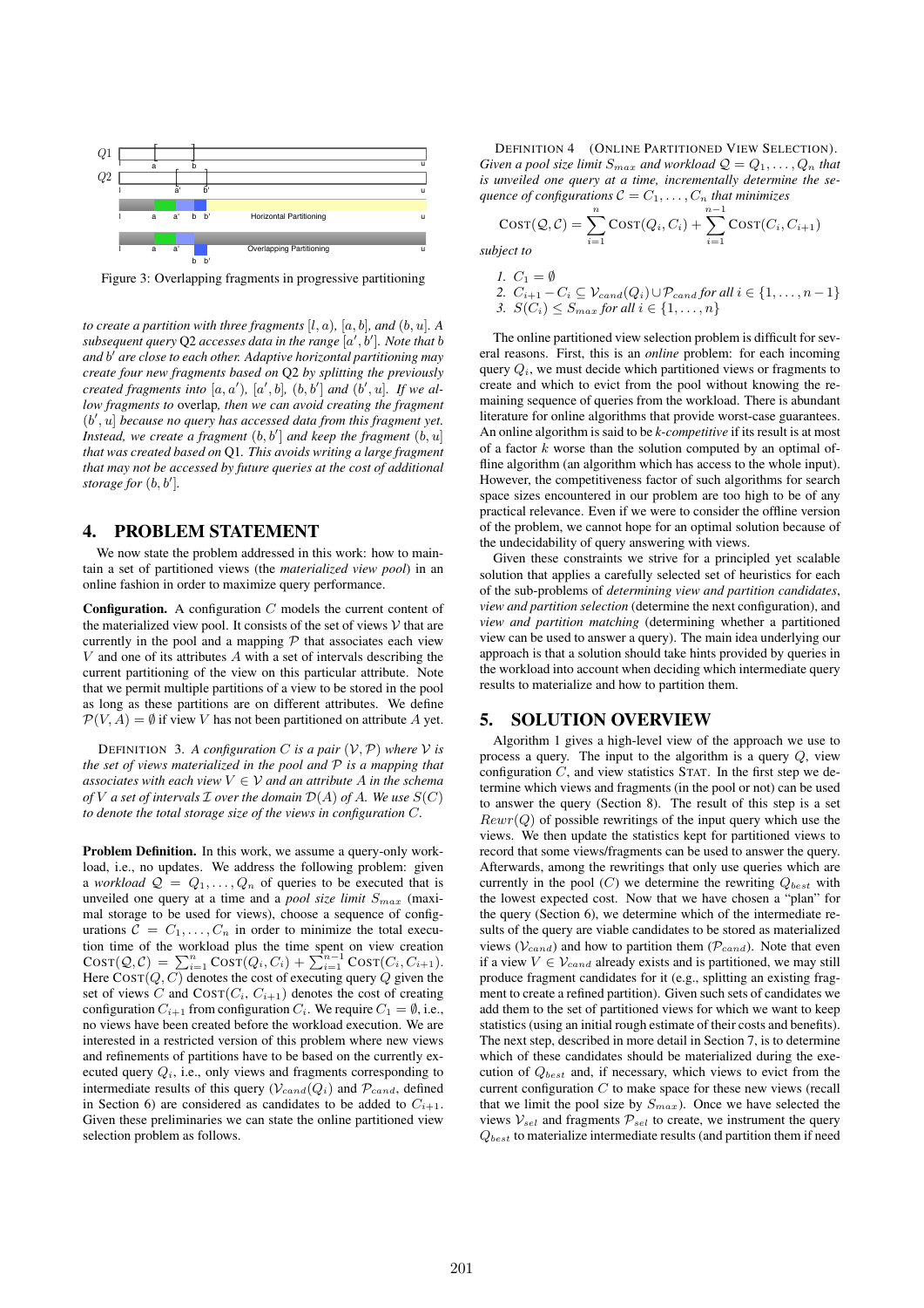Q1

Q2

Horizontal Partitioning

Overlapping Partitioning

Figure 3: Overlapping fragments in progressive partitioning

*to create a partition with three fragments $[l, a)$, $[a, b]$, and $(b, u]$. A subsequent query* Q2 *accesses data in the range $[a', b']$. Note that $b$ and $b'$ are close to each other. Adaptive horizontal partitioning may create four new fragments based on* Q2 *by splitting the previously created fragments into $[a, a')$, $[a', b]$, $(b, b']$ and $(b', u]$. If we allow fragments to* overlap, *then we can avoid creating the fragment $(b', u]$ because no query has accessed data from this fragment yet. Instead, we create a fragment $(b, b']$ and keep the fragment $(b, u]$ that was created based on* Q1. *This avoids writing a large fragment that may not be accessed by future queries at the cost of additional storage for $(b, b']$.*

## 4. PROBLEM STATEMENT

We now state the problem addressed in this work: how to maintain a set of partitioned views (the *materialized view pool*) in an online fashion in order to maximize query performance.

**Configuration.** A configuration $C$ models the current content of the materialized view pool. It consists of the set of views $\mathcal{V}$ that are currently in the pool and a mapping $\mathcal{P}$ that associates each view $V$ and one of its attributes $A$ with a set of intervals describing the current partitioning of the view on this particular attribute. Note that we permit multiple partitions of a view to be stored in the pool as long as these partitions are on different attributes. We define $\mathcal{P}(V, A) = \emptyset$ if view $V$ has not been partitioned on attribute $A$ yet.

DEFINITION 3. *A configuration $C$ is a pair $(\mathcal{V}, \mathcal{P})$ where $\mathcal{V}$ is the set of views materialized in the pool and $\mathcal{P}$ is a mapping that associates with each view $V \in \mathcal{V}$ and an attribute $A$ in the schema of $V$ a set of intervals $\mathcal{I}$ over the domain $\mathcal{D}(A)$ of $A$. We use $S(C)$ to denote the total storage size of the views in configuration $C$.*

**Problem Definition.** In this work, we assume a query-only workload, i.e., no updates. We address the following problem: given a *workload* $\mathcal{Q} = Q_1, \ldots, Q_n$ of queries to be executed that is unveiled one query at a time and a *pool size limit* $S_{max}$ (maximal storage to be used for views), choose a sequence of configurations $\mathcal{C} = C_1, \ldots, C_n$ in order to minimize the total execution time of the workload plus the time spent on view creation $\text{Cost}(\mathcal{Q}, \mathcal{C}) = \sum_{i=1}^{n} \text{Cost}(Q_i, C_i) + \sum_{i=1}^{n-1} \text{Cost}(C_i, C_{i+1})$. Here $\text{Cost}(Q, C)$ denotes the cost of executing query $Q$ given the set of views $C$ and $\text{Cost}(C_i, C_{i+1})$ denotes the cost of creating configuration $C_{i+1}$ from configuration $C_i$. We require $C_1 = \emptyset$, i.e., no views have been created before the workload execution. We are interested in a restricted version of this problem where new views and refinements of partitions have to be based on the currently executed query $Q_i$, i.e., only views and fragments corresponding to intermediate results of this query ($\mathcal{V}_{cand}(Q_i)$ and $\mathcal{P}_{cand}$, defined in Section 6) are considered as candidates to be added to $C_{i+1}$. Given these preliminaries we can state the online partitioned view selection problem as follows.

DEFINITION 4 (ONLINE PARTITIONED VIEW SELECTION). *Given a pool size limit $S_{max}$ and workload $\mathcal{Q} = Q_1, \ldots, Q_n$ that is unveiled one query at a time, incrementally determine the sequence of configurations $\mathcal{C} = C_1, \ldots, C_n$ that minimizes*

$$\text{Cost}(\mathcal{Q}, \mathcal{C}) = \sum_{i=1}^{n} \text{Cost}(Q_i, C_i) + \sum_{i=1}^{n-1} \text{Cost}(C_i, C_{i+1})$$

*subject to*

1. $C_1 = \emptyset$
2. $C_{i+1} - C_i \subseteq \mathcal{V}_{cand}(Q_i) \cup \mathcal{P}_{cand}$ *for all* $i \in \{1, \ldots, n-1\}$
3. $S(C_i) \leq S_{max}$ *for all* $i \in \{1, \ldots, n\}$

The online partitioned view selection problem is difficult for several reasons. First, this is an *online* problem: for each incoming query $Q_i$, we must decide which partitioned views or fragments to create and which to evict from the pool without knowing the remaining sequence of queries from the workload. There is abundant literature for online algorithms that provide worst-case guarantees. An online algorithm is said to be *k-competitive* if its result is at most of a factor $k$ worse than the solution computed by an optimal offline algorithm (an algorithm which has access to the whole input). However, the competitiveness factor of such algorithms for search space sizes encountered in our problem are too high to be of any practical relevance. Even if we were to consider the offline version of the problem, we cannot hope for an optimal solution because of the undecidability of query answering with views.

Given these constraints we strive for a principled yet scalable solution that applies a carefully selected set of heuristics for each of the sub-problems of *determining view and partition candidates*, *view and partition selection* (determine the next configuration), and *view and partition matching* (determining whether a partitioned view can be used to answer a query). The main idea underlying our approach is that a solution should take hints provided by queries in the workload into account when deciding which intermediate query results to materialize and how to partition them.

## 5. SOLUTION OVERVIEW

Algorithm 1 gives a high-level view of the approach we use to process a query. The input to the algorithm is a query $Q$, view configuration $C$, and view statistics STAT. In the first step we determine which views and fragments (in the pool or not) can be used to answer the query (Section 8). The result of this step is a set $Rewr(Q)$ of possible rewritings of the input query which use the views. We then update the statistics kept for partitioned views to record that some views/fragments can be used to answer the query. Afterwards, among the rewritings that only use queries which are currently in the pool ($C$) we determine the rewriting $Q_{best}$ with the lowest expected cost. Now that we have chosen a "plan" for the query (Section 6), we determine which of the intermediate results of the query are viable candidates to be stored as materialized views ($\mathcal{V}_{cand}$) and how to partition them ($\mathcal{P}_{cand}$). Note that even if a view $V \in \mathcal{V}_{cand}$ already exists and is partitioned, we may still produce fragment candidates for it (e.g., splitting an existing fragment to create a refined partition). Given such sets of candidates we add them to the set of partitioned views for which we want to keep statistics (using an initial rough estimate of their costs and benefits). The next step, described in more detail in Section 7, is to determine which of these candidates should be materialized during the execution of $Q_{best}$ and, if necessary, which views to evict from the current configuration $C$ to make space for these new views (recall that we limit the pool size by $S_{max}$). Once we have selected the views $\mathcal{V}_{sel}$ and fragments $\mathcal{P}_{sel}$ to create, we instrument the query $Q_{best}$ to materialize intermediate results (and partition them if need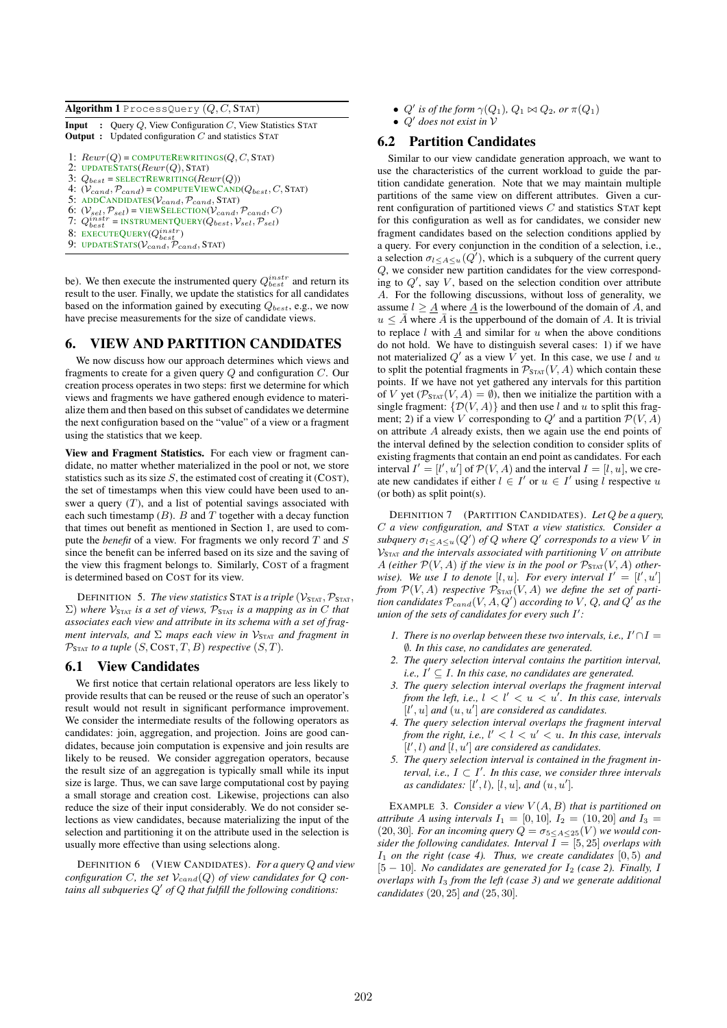**Algorithm 1** ProcessQuery $(Q, C, \text{STAT})$

```
Input  : Query Q, View Configuration C, View Statistics STAT
Output : Updated configuration C and statistics STAT
1: Rewr(Q) = COMPUTEREWRITINGS(Q, C, STAT)
2: UPDATESTATS(Rewr(Q), STAT)
3: Q_best = SELECTREWRITING(Rewr(Q))
4: (V_cand, P_cand) = COMPUTEVIEWCAND(Q_best, C, STAT)
5: ADDCANDIDATES(V_cand, P_cand, STAT)
6: (V_sel, P_sel) = VIEWSELECTION(V_cand, P_cand, C)
7: Q_best^instr = INSTRUMENTQUERY(Q_best, V_sel, P_sel)
8: EXECUTEQUERY(Q_best^instr)
9: UPDATESTATS(V_cand, P_cand, STAT)
```

be). We then execute the instrumented query $Q_{best}^{instr}$ and return its result to the user. Finally, we update the statistics for all candidates based on the information gained by executing $Q_{best}$, e.g., we now have precise measurements for the size of candidate views.

## 6. VIEW AND PARTITION CANDIDATES

We now discuss how our approach determines which views and fragments to create for a given query $Q$ and configuration $C$. Our creation process operates in two steps: first we determine for which views and fragments we have gathered enough evidence to materialize them and then based on this subset of candidates we determine the next configuration based on the "value" of a view or a fragment using the statistics that we keep.

**View and Fragment Statistics.** For each view or fragment candidate, no matter whether materialized in the pool or not, we store statistics such as its size $S$, the estimated cost of creating it (COST), the set of timestamps when this view could have been used to answer a query ($T$), and a list of potential savings associated with each such timestamp ($B$). $B$ and $T$ together with a decay function that times out benefit as mentioned in Section 1, are used to compute the *benefit* of a view. For fragments we only record $T$ and $S$ since the benefit can be inferred based on its size and the saving of the view this fragment belongs to. Similarly, COST of a fragment is determined based on COST for its view.

DEFINITION 5. *The view statistics* STAT *is a triple* $(\mathcal{V}_{\text{STAT}}, \mathcal{P}_{\text{STAT}}, \Sigma)$ *where* $\mathcal{V}_{\text{STAT}}$ *is a set of views,* $\mathcal{P}_{\text{STAT}}$ *is a mapping as in* $C$ *that associates each view and attribute in its schema with a set of fragment intervals, and* $\Sigma$ *maps each view in* $\mathcal{V}_{\text{STAT}}$ *and fragment in* $\mathcal{P}_{\text{STAT}}$ *to a tuple* $(S, \text{COST}, T, B)$ *respective* $(S, T)$.

### 6.1 View Candidates

We first notice that certain relational operators are less likely to provide results that can be reused or the reuse of such an operator's result would not result in significant performance improvement. We consider the intermediate results of the following operators as candidates: join, aggregation, and projection. Joins are good candidates, because join computation is expensive and join results are likely to be reused. We consider aggregation operators, because the result size of an aggregation is typically small while its input size is large. Thus, we can save large computational cost by paying a small storage and creation cost. Likewise, projections can also reduce the size of their input considerably. We do not consider selections as view candidates, because materializing the input of the selection and partitioning it on the attribute used in the selection is usually more effective than using selections along.

DEFINITION 6 (VIEW CANDIDATES). *For a query* $Q$ *and view configuration* $C$*, the set* $\mathcal{V}_{cand}(Q)$ *of view candidates for* $Q$ *contains all subqueries* $Q'$ *of* $Q$ *that fulfill the following conditions:*

- $Q'$ *is of the form* $\gamma(Q_1)$, $Q_1 \bowtie Q_2$, *or* $\pi(Q_1)$
- $Q'$ *does not exist in* $\mathcal{V}$

### 6.2 Partition Candidates

Similar to our view candidate generation approach, we want to use the characteristics of the current workload to guide the partition candidate generation. Note that we may maintain multiple partitions of the same view on different attributes. Given a current configuration of partitioned views $C$ and statistics STAT kept for this configuration as well as for candidates, we consider new fragment candidates based on the selection conditions applied by a query. For every conjunction in the condition of a selection, i.e., a selection $\sigma_{l \leq A \leq u}(Q')$, which is a subquery of the current query $Q$, we consider new partition candidates for the view corresponding to $Q'$, say $V$, based on the selection condition over attribute $A$. For the following discussions, without loss of generality, we assume $l \geq \underline{A}$ where $\underline{A}$ is the lowerbound of the domain of $A$, and $u \leq \bar{A}$ where $\bar{A}$ is the upperbound of the domain of $A$. It is trivial to replace $l$ with $\underline{A}$ and similar for $u$ when the above conditions do not hold. We have to distinguish several cases: 1) if we have not materialized $Q'$ as a view $V$ yet. In this case, we use $l$ and $u$ to split the potential fragments in $\mathcal{P}_{\text{STAT}}(V, A)$ which contain these points. If we have not yet gathered any intervals for this partition of $V$ yet ($\mathcal{P}_{\text{STAT}}(V, A) = \emptyset$), then we initialize the partition with a single fragment: $\{\mathcal{D}(V, A)\}$ and then use $l$ and $u$ to split this fragment; 2) if a view $V$ corresponding to $Q'$ and a partition $\mathcal{P}(V, A)$ on attribute $A$ already exists, then we again use the end points of the interval defined by the selection condition to consider splits of existing fragments that contain an end point as candidates. For each interval $I' = [l', u']$ of $\mathcal{P}(V, A)$ and the interval $I = [l, u]$, we create new candidates if either $l \in I'$ or $u \in I'$ using $l$ respective $u$ (or both) as split point(s).

DEFINITION 7 (PARTITION CANDIDATES). *Let* $Q$ *be a query,* $C$ *a view configuration, and* STAT *a view statistics. Consider a subquery* $\sigma_{l \leq A \leq u}(Q')$ *of* $Q$ *where* $Q'$ *corresponds to a view* $V$ *in* $\mathcal{V}_{\text{STAT}}$ *and the intervals associated with partitioning* $V$ *on attribute* $A$ *(either* $\mathcal{P}(V, A)$ *if the view is in the pool or* $\mathcal{P}_{\text{STAT}}(V, A)$ *otherwise). We use* $I$ *to denote* $[l, u]$*. For every interval* $I' = [l', u']$ *from* $\mathcal{P}(V, A)$ *respective* $\mathcal{P}_{\text{STAT}}(V, A)$ *we define the set of partition candidates* $\mathcal{P}_{cand}(V, A, Q')$ *according to* $V$*,* $Q$*, and* $Q'$ *as the union of the sets of candidates for every such* $I'$*:*

1. *There is no overlap between these two intervals, i.e.,* $I' \cap I = \emptyset$*. In this case, no candidates are generated.*
2. *The query selection interval contains the partition interval, i.e.,* $I' \subseteq I$*. In this case, no candidates are generated.*
3. *The query selection interval overlaps the fragment interval from the left, i.e.,* $l < l' < u < u'$*. In this case, intervals* $[l', u]$ *and* $(u, u']$ *are considered as candidates.*
4. *The query selection interval overlaps the fragment interval from the right, i.e.,* $l' < l < u' < u$*. In this case, intervals* $[l', l)$ *and* $[l, u']$ *are considered as candidates.*
5. *The query selection interval is contained in the fragment interval, i.e.,* $I \subset I'$*. In this case, we consider three intervals as candidates:* $[l', l)$*,* $[l, u]$*, and* $(u, u']$*.*

EXAMPLE 3. *Consider a view* $V(A, B)$ *that is partitioned on attribute* $A$ *using intervals* $I_1 = [0, 10]$*,* $I_2 = (10, 20]$ *and* $I_3 = (20, 30]$*. For an incoming query* $Q = \sigma_{5 \leq A \leq 25}(V)$ *we would consider the following candidates. Interval* $I = [5, 25]$ *overlaps with* $I_1$ *on the right (case 4). Thus, we create candidates* $[0, 5)$ *and* $[5 - 10]$*. No candidates are generated for* $I_2$ *(case 2). Finally,* $I$ *overlaps with* $I_3$ *from the left (case 3) and we generate additional candidates* $(20, 25]$ *and* $(25, 30]$*.*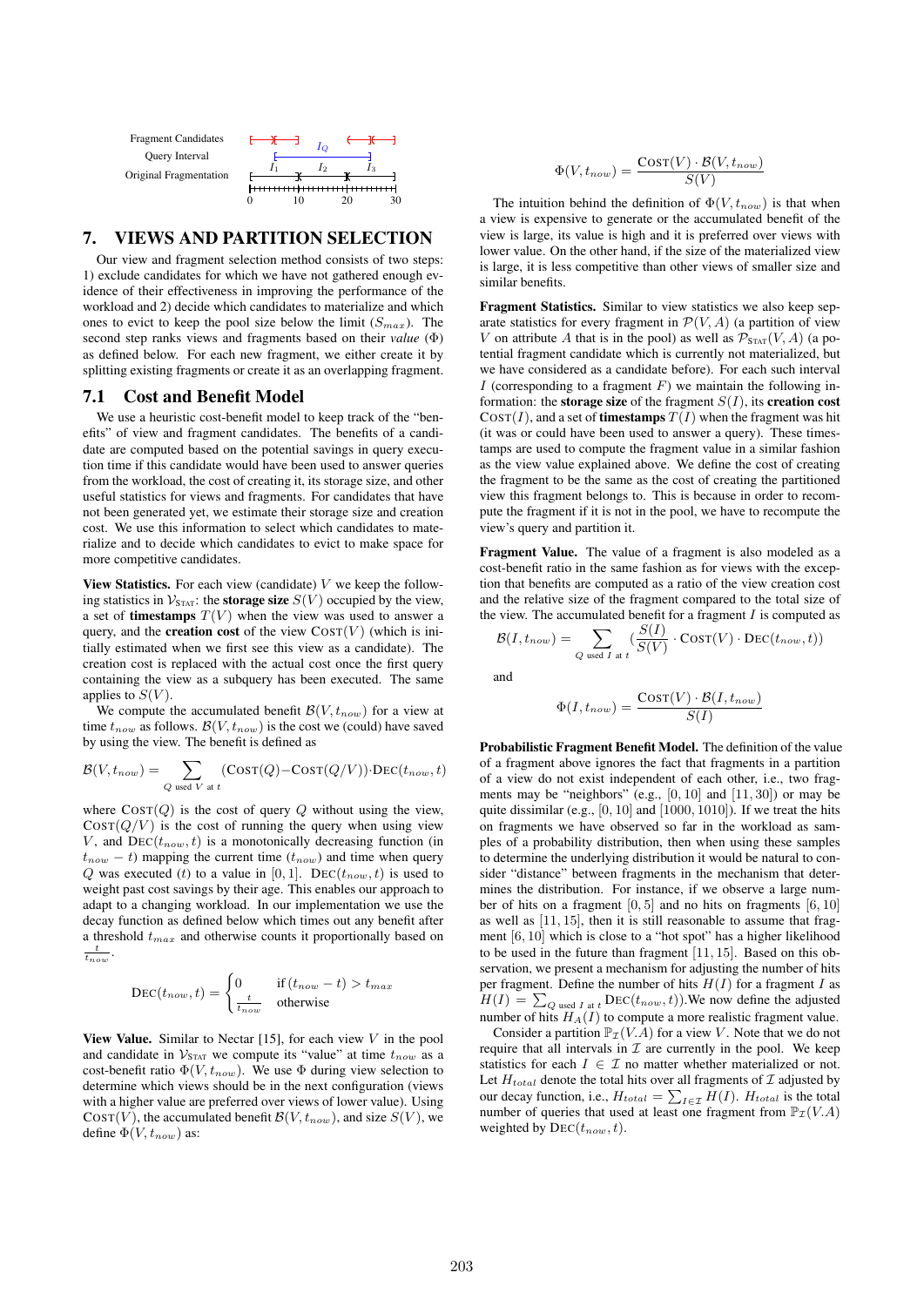Fragment Candidates

Query Interval

Original Fragmentation

## 7. VIEWS AND PARTITION SELECTION

Our view and fragment selection method consists of two steps: 1) exclude candidates for which we have not gathered enough evidence of their effectiveness in improving the performance of the workload and 2) decide which candidates to materialize and which ones to evict to keep the pool size below the limit ($S_{max}$). The second step ranks views and fragments based on their *value* ($\Phi$) as defined below. For each new fragment, we either create it by splitting existing fragments or create it as an overlapping fragment.

### 7.1 Cost and Benefit Model

We use a heuristic cost-benefit model to keep track of the "benefits" of view and fragment candidates. The benefits of a candidate are computed based on the potential savings in query execution time if this candidate would have been used to answer queries from the workload, the cost of creating it, its storage size, and other useful statistics for views and fragments. For candidates that have not been generated yet, we estimate their storage size and creation cost. We use this information to select which candidates to materialize and to decide which candidates to evict to make space for more competitive candidates.

**View Statistics.** For each view (candidate) $V$ we keep the following statistics in $\mathcal{V}_{\text{STAT}}$: the **storage size** $S(V)$ occupied by the view, a set of **timestamps** $T(V)$ when the view was used to answer a query, and the **creation cost** of the view $\text{COST}(V)$ (which is initially estimated when we first see this view as a candidate). The creation cost is replaced with the actual cost once the first query containing the view as a subquery has been executed. The same applies to $S(V)$.

We compute the accumulated benefit $\mathcal{B}(V, t_{now})$ for a view at time $t_{now}$ as follows. $\mathcal{B}(V, t_{now})$ is the cost we (could) have saved by using the view. The benefit is defined as

$$\mathcal{B}(V, t_{now}) = \sum_{Q \text{ used } V \text{ at } t} (\text{COST}(Q) - \text{COST}(Q/V)) \cdot \text{DEC}(t_{now}, t)$$

where $\text{COST}(Q)$ is the cost of query $Q$ without using the view, $\text{COST}(Q/V)$ is the cost of running the query when using view $V$, and $\text{DEC}(t_{now}, t)$ is a monotonically decreasing function (in $t_{now} - t$) mapping the current time ($t_{now}$) and time when query $Q$ was executed ($t$) to a value in $[0, 1]$. $\text{DEC}(t_{now}, t)$ is used to weight past cost savings by their age. This enables our approach to adapt to a changing workload. In our implementation we use the decay function as defined below which times out any benefit after a threshold $t_{max}$ and otherwise counts it proportionally based on $\frac{t}{t_{now}}$.

$$\text{DEC}(t_{now}, t) = \begin{cases} 0 & \text{if } (t_{now} - t) > t_{max} \\ \frac{t}{t_{now}} & \text{otherwise} \end{cases}$$

**View Value.** Similar to Nectar [15], for each view $V$ in the pool and candidate in $\mathcal{V}_{\text{STAT}}$ we compute its "value" at time $t_{now}$ as a cost-benefit ratio $\Phi(V, t_{now})$. We use $\Phi$ during view selection to determine which views should be in the next configuration (views with a higher value are preferred over views of lower value). Using $\text{COST}(V)$, the accumulated benefit $\mathcal{B}(V, t_{now})$, and size $S(V)$, we define $\Phi(V, t_{now})$ as:

$$\Phi(V, t_{now}) = \frac{\text{COST}(V) \cdot \mathcal{B}(V, t_{now})}{S(V)}$$

The intuition behind the definition of $\Phi(V, t_{now})$ is that when a view is expensive to generate or the accumulated benefit of the view is large, its value is high and it is preferred over views with lower value. On the other hand, if the size of the materialized view is large, it is less competitive than other views of smaller size and similar benefits.

**Fragment Statistics.** Similar to view statistics we also keep separate statistics for every fragment in $\mathcal{P}(V, A)$ (a partition of view $V$ on attribute $A$ that is in the pool) as well as $\mathcal{P}_{\text{STAT}}(V, A)$ (a potential fragment candidate which is currently not materialized, but we have considered as a candidate before). For each such interval $I$ (corresponding to a fragment $F$) we maintain the following information: the **storage size** of the fragment $S(I)$, its **creation cost** $\text{COST}(I)$, and a set of **timestamps** $T(I)$ when the fragment was hit (it was or could have been used to answer a query). These timestamps are used to compute the fragment value in a similar fashion as the view value explained above. We define the cost of creating the fragment to be the same as the cost of creating the partitioned view this fragment belongs to. This is because in order to recompute the fragment if it is not in the pool, we have to recompute the view's query and partition it.

**Fragment Value.** The value of a fragment is also modeled as a cost-benefit ratio in the same fashion as for views with the exception that benefits are computed as a ratio of the view creation cost and the relative size of the fragment compared to the total size of the view. The accumulated benefit for a fragment $I$ is computed as

$$\mathcal{B}(I, t_{now}) = \sum_{Q \text{ used } I \text{ at } t} \left(\frac{S(I)}{S(V)} \cdot \text{COST}(V) \cdot \text{DEC}(t_{now}, t)\right)$$

and

$$\Phi(I, t_{now}) = \frac{\text{COST}(V) \cdot \mathcal{B}(I, t_{now})}{S(I)}$$

**Probabilistic Fragment Benefit Model.** The definition of the value of a fragment above ignores the fact that fragments in a partition of a view do not exist independent of each other, i.e., two fragments may be "neighbors" (e.g., $[0, 10]$ and $[11, 30]$) or may be quite dissimilar (e.g., $[0, 10]$ and $[1000, 1010]$). If we treat the hits on fragments we have observed so far in the workload as samples of a probability distribution, then when using these samples to determine the underlying distribution it would be natural to consider "distance" between fragments in the mechanism that determines the distribution. For instance, if we observe a large number of hits on a fragment $[0, 5]$ and no hits on fragments $[6, 10]$ as well as $[11, 15]$, then it is still reasonable to assume that fragment $[6, 10]$ which is close to a "hot spot" has a higher likelihood to be used in the future than fragment $[11, 15]$. Based on this observation, we present a mechanism for adjusting the number of hits per fragment. Define the number of hits $H(I)$ for a fragment $I$ as $H(I) = \sum_{Q \text{ used } I \text{ at } t} \text{DEC}(t_{now}, t)$).We now define the adjusted number of hits $H_A(I)$ to compute a more realistic fragment value.

Consider a partition $\mathbb{P}_{\mathcal{I}}(V.A)$ for a view $V$. Note that we do not require that all intervals in $\mathcal{I}$ are currently in the pool. We keep statistics for each $I \in \mathcal{I}$ no matter whether materialized or not. Let $H_{total}$ denote the total hits over all fragments of $\mathcal{I}$ adjusted by our decay function, i.e., $H_{total} = \sum_{I \in \mathcal{I}} H(I)$. $H_{total}$ is the total number of queries that used at least one fragment from $\mathbb{P}_{\mathcal{I}}(V.A)$ weighted by $\text{DEC}(t_{now}, t)$.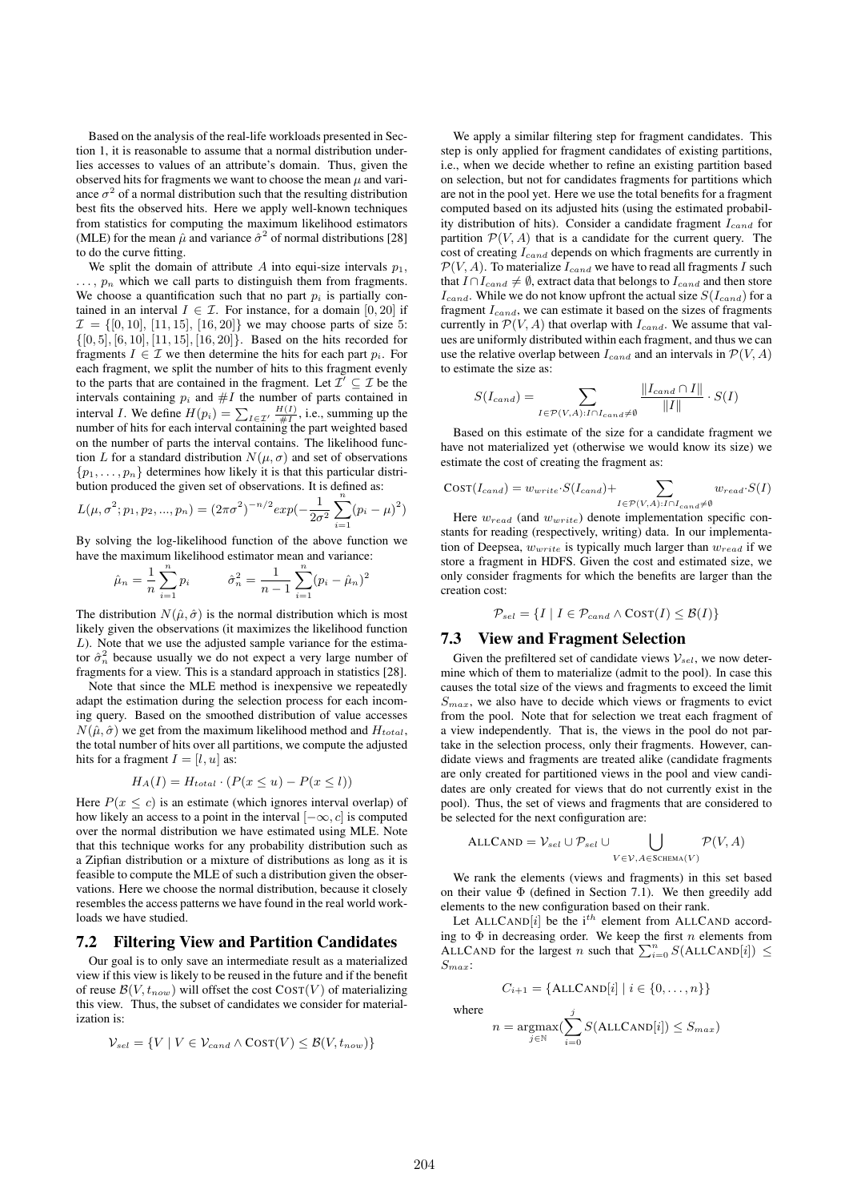Based on the analysis of the real-life workloads presented in Section 1, it is reasonable to assume that a normal distribution underlies accesses to values of an attribute's domain. Thus, given the observed hits for fragments we want to choose the mean $\mu$ and variance $\sigma^2$ of a normal distribution such that the resulting distribution best fits the observed hits. Here we apply well-known techniques from statistics for computing the maximum likelihood estimators (MLE) for the mean $\hat{\mu}$ and variance $\hat{\sigma}^2$ of normal distributions [28] to do the curve fitting.

We split the domain of attribute $A$ into equi-size intervals $p_1$, $\ldots$, $p_n$ which we call parts to distinguish them from fragments. We choose a quantification such that no part $p_i$ is partially contained in an interval $I \in \mathcal{I}$. For instance, for a domain $[0, 20]$ if $\mathcal{I} = \{[0, 10], [11, 15], [16, 20]\}$ we may choose parts of size 5: $\{[0, 5], [6, 10], [11, 15], [16, 20]\}$. Based on the hits recorded for fragments $I \in \mathcal{I}$ we then determine the hits for each part $p_i$. For each fragment, we split the number of hits to this fragment evenly to the parts that are contained in the fragment. Let $\mathcal{I}' \subseteq \mathcal{I}$ be the intervals containing $p_i$ and $\#I$ the number of parts contained in interval $I$. We define $H(p_i) = \sum_{I \in \mathcal{I}'} \frac{H(I)}{\#I}$, i.e., summing up the number of hits for each interval containing the part weighted based on the number of parts the interval contains. The likelihood function $L$ for a standard distribution $N(\mu, \sigma)$ and set of observations $\{p_1, \ldots, p_n\}$ determines how likely it is that this particular distribution produced the given set of observations. It is defined as:

$$L(\mu, \sigma^2; p_1, p_2, ..., p_n) = (2\pi\sigma^2)^{-n/2} exp(-\frac{1}{2\sigma^2}\sum_{i=1}^{n}(p_i - \mu)^2)$$

By solving the log-likelihood function of the above function we have the maximum likelihood estimator mean and variance:

$$\hat{\mu}_n = \frac{1}{n}\sum_{i=1}^{n} p_i \qquad \hat{\sigma}_n^2 = \frac{1}{n-1}\sum_{i=1}^{n}(p_i - \hat{\mu}_n)^2$$

The distribution $N(\hat{\mu}, \hat{\sigma})$ is the normal distribution which is most likely given the observations (it maximizes the likelihood function $L$). Note that we use the adjusted sample variance for the estimator $\hat{\sigma}_n^2$ because usually we do not expect a very large number of fragments for a view. This is a standard approach in statistics [28].

Note that since the MLE method is inexpensive we repeatedly adapt the estimation during the selection process for each incoming query. Based on the smoothed distribution of value accesses $N(\hat{\mu}, \hat{\sigma})$ we get from the maximum likelihood method and $H_{total}$, the total number of hits over all partitions, we compute the adjusted hits for a fragment $I = [l, u]$ as:

$$H_A(I) = H_{total} \cdot (P(x \leq u) - P(x \leq l))$$

Here $P(x \leq c)$ is an estimate (which ignores interval overlap) of how likely an access to a point in the interval $[-\infty, c]$ is computed over the normal distribution we have estimated using MLE. Note that this technique works for any probability distribution such as a Zipfian distribution or a mixture of distributions as long as it is feasible to compute the MLE of such a distribution given the observations. Here we choose the normal distribution, because it closely resembles the access patterns we have found in the real world workloads we have studied.

## 7.2 Filtering View and Partition Candidates

Our goal is to only save an intermediate result as a materialized view if this view is likely to be reused in the future and if the benefit of reuse $\mathcal{B}(V, t_{now})$ will offset the cost $\textsc{Cost}(V)$ of materializing this view. Thus, the subset of candidates we consider for materialization is:

$$\mathcal{V}_{sel} = \{V \mid V \in \mathcal{V}_{cand} \wedge \textsc{Cost}(V) \leq \mathcal{B}(V, t_{now})\}$$

We apply a similar filtering step for fragment candidates. This step is only applied for fragment candidates of existing partitions, i.e., when we decide whether to refine an existing partition based on selection, but not for candidates fragments for partitions which are not in the pool yet. Here we use the total benefits for a fragment computed based on its adjusted hits (using the estimated probability distribution of hits). Consider a candidate fragment $I_{cand}$ for partition $\mathcal{P}(V, A)$ that is a candidate for the current query. The cost of creating $I_{cand}$ depends on which fragments are currently in $\mathcal{P}(V, A)$. To materialize $I_{cand}$ we have to read all fragments $I$ such that $I \cap I_{cand} \neq \emptyset$, extract data that belongs to $I_{cand}$ and then store $I_{cand}$. While we do not know upfront the actual size $S(I_{cand})$ for a fragment $I_{cand}$, we can estimate it based on the sizes of fragments currently in $\mathcal{P}(V, A)$ that overlap with $I_{cand}$. We assume that values are uniformly distributed within each fragment, and thus we can use the relative overlap between $I_{cand}$ and an intervals in $\mathcal{P}(V, A)$ to estimate the size as:

$$S(I_{cand}) = \sum_{I \in \mathcal{P}(V,A): I \cap I_{cand} \neq \emptyset} \frac{\|I_{cand} \cap I\|}{\|I\|} \cdot S(I)$$

Based on this estimate of the size for a candidate fragment we have not materialized yet (otherwise we would know its size) we estimate the cost of creating the fragment as:

$$\textsc{Cost}(I_{cand}) = w_{write} \cdot S(I_{cand}) + \sum_{I \in \mathcal{P}(V,A): I \cap I_{cand} \neq \emptyset} w_{read} \cdot S(I)$$

Here $w_{read}$ (and $w_{write}$) denote implementation specific constants for reading (respectively, writing) data. In our implementation of Deepsea, $w_{write}$ is typically much larger than $w_{read}$ if we store a fragment in HDFS. Given the cost and estimated size, we only consider fragments for which the benefits are larger than the creation cost:

$$\mathcal{P}_{sel} = \{I \mid I \in \mathcal{P}_{cand} \wedge \textsc{Cost}(I) \leq \mathcal{B}(I)\}$$

## 7.3 View and Fragment Selection

Given the prefiltered set of candidate views $\mathcal{V}_{sel}$, we now determine which of them to materialize (admit to the pool). In case this causes the total size of the views and fragments to exceed the limit $S_{max}$, we also have to decide which views or fragments to evict from the pool. Note that for selection we treat each fragment of a view independently. That is, the views in the pool do not partake in the selection process, only their fragments. However, candidate views and fragments are treated alike (candidate fragments are only created for partitioned views in the pool and view candidates are only created for views that do not currently exist in the pool). Thus, the set of views and fragments that are considered to be selected for the next configuration are:

$$\textsc{AllCand} = \mathcal{V}_{sel} \cup \mathcal{P}_{sel} \cup \bigcup_{V \in \mathcal{V}, A \in \textsc{Schema}(V)} \mathcal{P}(V, A)$$

We rank the elements (views and fragments) in this set based on their value $\Phi$ (defined in Section 7.1). We then greedily add elements to the new configuration based on their rank.

Let $\textsc{AllCand}[i]$ be the $i^{th}$ element from $\textsc{AllCand}$ according to $\Phi$ in decreasing order. We keep the first $n$ elements from $\textsc{AllCand}$ for the largest $n$ such that $\sum_{i=0}^{n} S(\textsc{AllCand}[i]) \leq S_{max}$:

$$C_{i+1} = \{\textsc{AllCand}[i] \mid i \in \{0, \ldots, n\}\}$$

where

$$n = \underset{j \in \mathbb{N}}{\text{argmax}}(\sum_{i=0}^{j} S(\textsc{AllCand}[i]) \leq S_{max})$$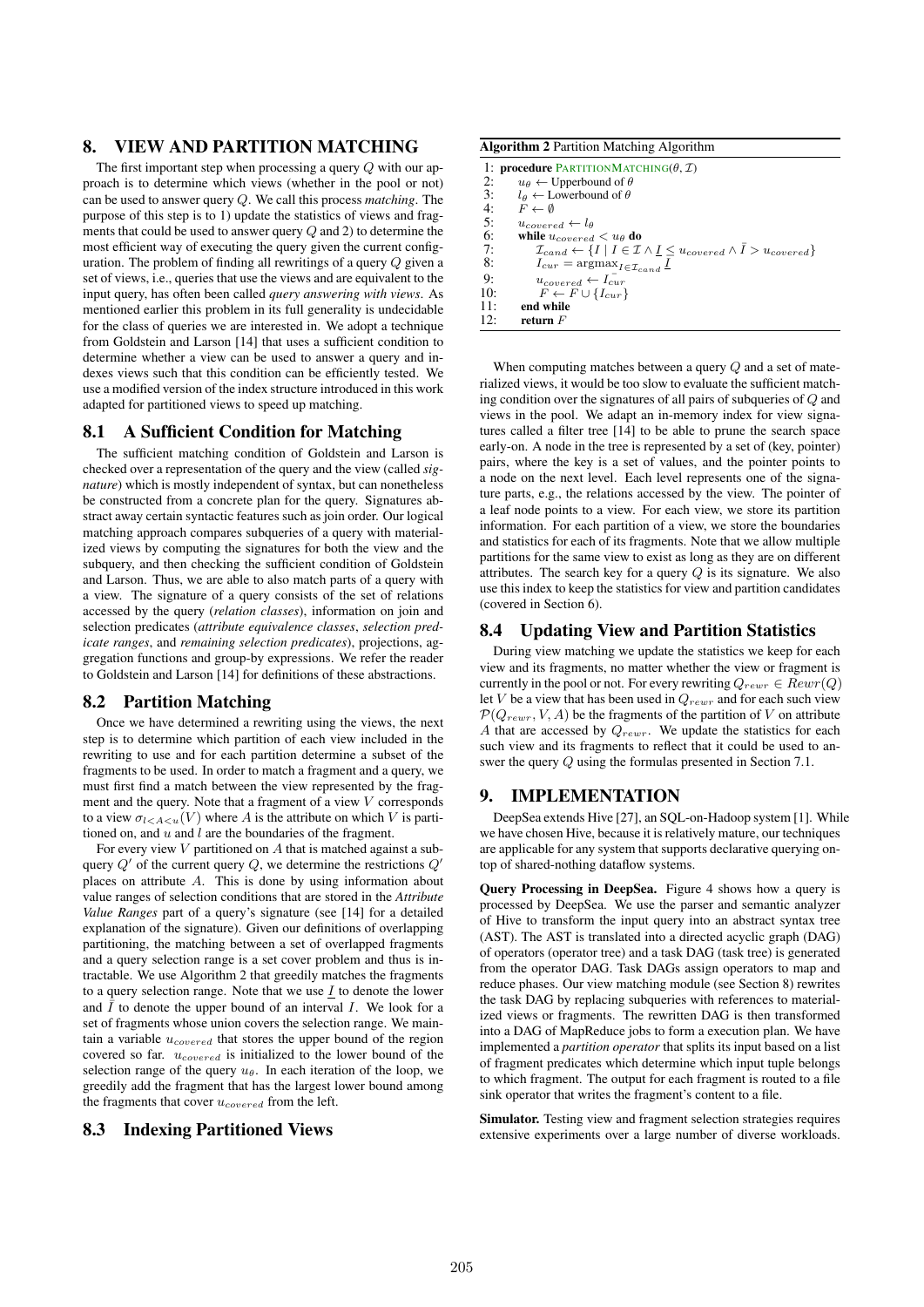## 8. VIEW AND PARTITION MATCHING

The first important step when processing a query $Q$ with our approach is to determine which views (whether in the pool or not) can be used to answer query $Q$. We call this process *matching*. The purpose of this step is to 1) update the statistics of views and fragments that could be used to answer query $Q$ and 2) to determine the most efficient way of executing the query given the current configuration. The problem of finding all rewritings of a query $Q$ given a set of views, i.e., queries that use the views and are equivalent to the input query, has often been called *query answering with views*. As mentioned earlier this problem in its full generality is undecidable for the class of queries we are interested in. We adopt a technique from Goldstein and Larson [14] that uses a sufficient condition to determine whether a view can be used to answer a query and indexes views such that this condition can be efficiently tested. We use a modified version of the index structure introduced in this work adapted for partitioned views to speed up matching.

### 8.1 A Sufficient Condition for Matching

The sufficient matching condition of Goldstein and Larson is checked over a representation of the query and the view (called *signature*) which is mostly independent of syntax, but can nonetheless be constructed from a concrete plan for the query. Signatures abstract away certain syntactic features such as join order. Our logical matching approach compares subqueries of a query with materialized views by computing the signatures for both the view and the subquery, and then checking the sufficient condition of Goldstein and Larson. Thus, we are able to also match parts of a query with a view. The signature of a query consists of the set of relations accessed by the query (*relation classes*), information on join and selection predicates (*attribute equivalence classes*, *selection predicate ranges*, and *remaining selection predicates*), projections, aggregation functions and group-by expressions. We refer the reader to Goldstein and Larson [14] for definitions of these abstractions.

### 8.2 Partition Matching

Once we have determined a rewriting using the views, the next step is to determine which partition of each view included in the rewriting to use and for each partition determine a subset of the fragments to be used. In order to match a fragment and a query, we must first find a match between the view represented by the fragment and the query. Note that a fragment of a view $V$ corresponds to a view $\sigma_{l<A<u}(V)$ where $A$ is the attribute on which $V$ is partitioned on, and $u$ and $l$ are the boundaries of the fragment.

For every view $V$ partitioned on $A$ that is matched against a subquery $Q'$ of the current query $Q$, we determine the restrictions $Q'$ places on attribute $A$. This is done by using information about value ranges of selection conditions that are stored in the *Attribute Value Ranges* part of a query's signature (see [14] for a detailed explanation of the signature). Given our definitions of overlapping partitioning, the matching between a set of overlapped fragments and a query selection range is a set cover problem and thus is intractable. We use Algorithm 2 that greedily matches the fragments to a query selection range. Note that we use $\underline{I}$ to denote the lower and $\bar{I}$ to denote the upper bound of an interval $I$. We look for a set of fragments whose union covers the selection range. We maintain a variable $u_{covered}$ that stores the upper bound of the region covered so far. $u_{covered}$ is initialized to the lower bound of the selection range of the query $u_\theta$. In each iteration of the loop, we greedily add the fragment that has the largest lower bound among the fragments that cover $u_{covered}$ from the left.

**Algorithm 2** Partition Matching Algorithm

```
1:  procedure PartitionMatching(θ, 𝓘)
2:      u_θ ← Upperbound of θ
3:      l_θ ← Lowerbound of θ
4:      F ← ∅
5:      u_covered ← l_θ
6:      while u_covered < u_θ do
7:          𝓘_cand ← {I | I ∈ 𝓘 ∧ I̲ ≤ u_covered ∧ Ī > u_covered}
8:          I_cur = argmax_{I ∈ 𝓘_cand} I̲
9:          u_covered ← Ī_cur
10:         F ← F ∪ {I_cur}
11:     end while
12:     return F
```

### 8.3 Indexing Partitioned Views

When computing matches between a query $Q$ and a set of materialized views, it would be too slow to evaluate the sufficient matching condition over the signatures of all pairs of subqueries of $Q$ and views in the pool. We adapt an in-memory index for view signatures called a filter tree [14] to be able to prune the search space early-on. A node in the tree is represented by a set of (key, pointer) pairs, where the key is a set of values, and the pointer points to a node on the next level. Each level represents one of the signature parts, e.g., the relations accessed by the view. The pointer of a leaf node points to a view. For each view, we store its partition information. For each partition of a view, we store the boundaries and statistics for each of its fragments. Note that we allow multiple partitions for the same view to exist as long as they are on different attributes. The search key for a query $Q$ is its signature. We also use this index to keep the statistics for view and partition candidates (covered in Section 6).

### 8.4 Updating View and Partition Statistics

During view matching we update the statistics we keep for each view and its fragments, no matter whether the view or fragment is currently in the pool or not. For every rewriting $Q_{rewr} \in Rewr(Q)$ let $V$ be a view that has been used in $Q_{rewr}$ and for each such view $\mathcal{P}(Q_{rewr}, V, A)$ be the fragments of the partition of $V$ on attribute $A$ that are accessed by $Q_{rewr}$. We update the statistics for each such view and its fragments to reflect that it could be used to answer the query $Q$ using the formulas presented in Section 7.1.

## 9. IMPLEMENTATION

DeepSea extends Hive [27], an SQL-on-Hadoop system [1]. While we have chosen Hive, because it is relatively mature, our techniques are applicable for any system that supports declarative querying ontop of shared-nothing dataflow systems.

**Query Processing in DeepSea.** Figure 4 shows how a query is processed by DeepSea. We use the parser and semantic analyzer of Hive to transform the input query into an abstract syntax tree (AST). The AST is translated into a directed acyclic graph (DAG) of operators (operator tree) and a task DAG (task tree) is generated from the operator DAG. Task DAGs assign operators to map and reduce phases. Our view matching module (see Section 8) rewrites the task DAG by replacing subqueries with references to materialized views or fragments. The rewritten DAG is then transformed into a DAG of MapReduce jobs to form a execution plan. We have implemented a *partition operator* that splits its input based on a list of fragment predicates which determine which input tuple belongs to which fragment. The output for each fragment is routed to a file sink operator that writes the fragment's content to a file.

**Simulator.** Testing view and fragment selection strategies requires extensive experiments over a large number of diverse workloads.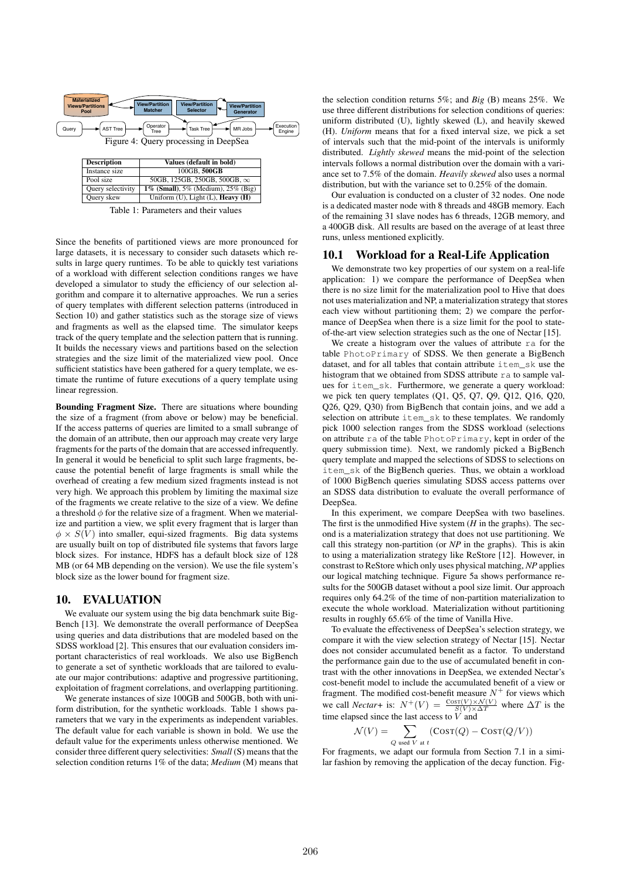Figure 4: Query processing in DeepSea

| Description | Values (default in bold) |
| --- | --- |
| Instance size | 100GB, **500GB** |
| Pool size | 50GB, 125GB, 250GB, 500GB, $\infty$ |
| Query selectivity | **1% (Small)**, 5% (Medium), 25% (Big) |
| Query skew | Uniform (U), Light (L), **Heavy (H)** |

Table 1: Parameters and their values

Since the benefits of partitioned views are more pronounced for large datasets, it is necessary to consider such datasets which results in large query runtimes. To be able to quickly test variations of a workload with different selection conditions ranges we have developed a simulator to study the efficiency of our selection algorithm and compare it to alternative approaches. We run a series of query templates with different selection patterns (introduced in Section 10) and gather statistics such as the storage size of views and fragments as well as the elapsed time. The simulator keeps track of the query template and the selection pattern that is running. It builds the necessary views and partitions based on the selection strategies and the size limit of the materialized view pool. Once sufficient statistics have been gathered for a query template, we estimate the runtime of future executions of a query template using linear regression.

**Bounding Fragment Size.** There are situations where bounding the size of a fragment (from above or below) may be beneficial. If the access patterns of queries are limited to a small subrange of the domain of an attribute, then our approach may create very large fragments for the parts of the domain that are accessed infrequently. In general it would be beneficial to split such large fragments, because the potential benefit of large fragments is small while the overhead of creating a few medium sized fragments instead is not very high. We approach this problem by limiting the maximal size of the fragments we create relative to the size of a view. We define a threshold $\phi$ for the relative size of a fragment. When we materialize and partition a view, we split every fragment that is larger than $\phi \times S(V)$ into smaller, equi-sized fragments. Big data systems are usually built on top of distributed file systems that favors large block sizes. For instance, HDFS has a default block size of 128 MB (or 64 MB depending on the version). We use the file system's block size as the lower bound for fragment size.

## 10. EVALUATION

We evaluate our system using the big data benchmark suite BigBench [13]. We demonstrate the overall performance of DeepSea using queries and data distributions that are modeled based on the SDSS workload [2]. This ensures that our evaluation considers important characteristics of real workloads. We also use BigBench to generate a set of synthetic workloads that are tailored to evaluate our major contributions: adaptive and progressive partitioning, exploitation of fragment correlations, and overlapping partitioning.

We generate instances of size 100GB and 500GB, both with uniform distribution, for the synthetic workloads. Table 1 shows parameters that we vary in the experiments as independent variables. The default value for each variable is shown in bold. We use the default value for the experiments unless otherwise mentioned. We consider three different query selectivities: *Small* (S) means that the selection condition returns 1% of the data; *Medium* (M) means that the selection condition returns 5%; and *Big* (B) means 25%. We use three different distributions for selection conditions of queries: uniform distributed (U), lightly skewed (L), and heavily skewed (H). *Uniform* means that for a fixed interval size, we pick a set of intervals such that the mid-point of the intervals is uniformly distributed. *Lightly skewed* means the mid-point of the selection intervals follows a normal distribution over the domain with a variance set to 7.5% of the domain. *Heavily skewed* also uses a normal distribution, but with the variance set to 0.25% of the domain.

Our evaluation is conducted on a cluster of 32 nodes. One node is a dedicated master node with 8 threads and 48GB memory. Each of the remaining 31 slave nodes has 6 threads, 12GB memory, and a 400GB disk. All results are based on the average of at least three runs, unless mentioned explicitly.

### 10.1 Workload for a Real-Life Application

We demonstrate two key properties of our system on a real-life application: 1) we compare the performance of DeepSea when there is no size limit for the materialization pool to Hive that does not uses materialization and NP, a materialization strategy that stores each view without partitioning them; 2) we compare the performance of DeepSea when there is a size limit for the pool to state-of-the-art view selection strategies such as the one of Nectar [15].

We create a histogram over the values of attribute `ra` for the table `PhotoPrimary` of SDSS. We then generate a BigBench dataset, and for all tables that contain attribute `item_sk` use the histogram that we obtained from SDSS attribute `ra` to sample values for `item_sk`. Furthermore, we generate a query workload: we pick ten query templates (Q1, Q5, Q7, Q9, Q12, Q16, Q20, Q26, Q29, Q30) from BigBench that contain joins, and we add a selection on attribute `item_sk` to these templates. We randomly pick 1000 selection ranges from the SDSS workload (selections on attribute `ra` of the table `PhotoPrimary`, kept in order of the query submission time). Next, we randomly picked a BigBench query template and mapped the selections of SDSS to selections on `item_sk` of the BigBench queries. Thus, we obtain a workload of 1000 BigBench queries simulating SDSS access patterns over an SDSS data distribution to evaluate the overall performance of DeepSea.

In this experiment, we compare DeepSea with two baselines. The first is the unmodified Hive system (*H* in the graphs). The second is a materialization strategy that does not use partitioning. We call this strategy non-partition (or *NP* in the graphs). This is akin to using a materialization strategy like ReStore [12]. However, in constrast to ReStore which only uses physical matching, *NP* applies our logical matching technique. Figure 5a shows performance results for the 500GB dataset without a pool size limit. Our approach requires only 64.2% of the time of non-partition materialization to execute the whole workload. Materialization without partitioning results in roughly 65.6% of the time of Vanilla Hive.

To evaluate the effectiveness of DeepSea's selection strategy, we compare it with the view selection strategy of Nectar [15]. Nectar does not consider accumulated benefit as a factor. To understand the performance gain due to the use of accumulated benefit in contrast with the other innovations in DeepSea, we extended Nectar's cost-benefit model to include the accumulated benefit of a view or fragment. The modified cost-benefit measure $N^+$ for views which we call *Nectar+* is: $N^+(V) = \frac{\textsc{Cost}(V) \times \mathcal{N}(V)}{S(V) \times \Delta T}$ where $\Delta T$ is the time elapsed since the last access to $V$ and

$$\mathcal{N}(V) = \sum_{Q \text{ used } V \text{ at } t} (\textsc{Cost}(Q) - \textsc{Cost}(Q/V))$$

For fragments, we adapt our formula from Section 7.1 in a similar fashion by removing the application of the decay function. Fig-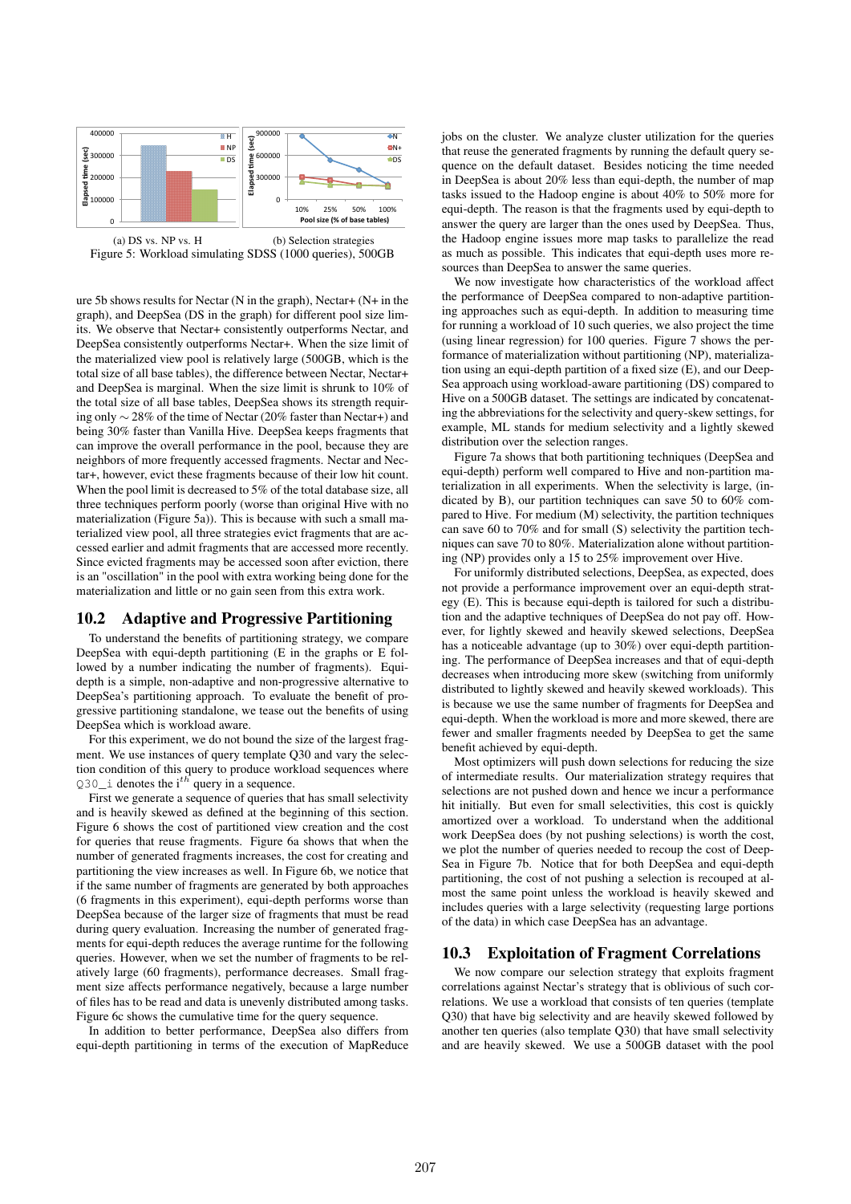(a) DS vs. NP vs. H (b) Selection strategies

Figure 5: Workload simulating SDSS (1000 queries), 500GB

ure 5b shows results for Nectar (N in the graph), Nectar+ (N+ in the graph), and DeepSea (DS in the graph) for different pool size limits. We observe that Nectar+ consistently outperforms Nectar, and DeepSea consistently outperforms Nectar+. When the size limit of the materialized view pool is relatively large (500GB, which is the total size of all base tables), the difference between Nectar, Nectar+ and DeepSea is marginal. When the size limit is shrunk to 10% of the total size of all base tables, DeepSea shows its strength requiring only $\sim 28\%$ of the time of Nectar (20% faster than Nectar+) and being 30% faster than Vanilla Hive. DeepSea keeps fragments that can improve the overall performance in the pool, because they are neighbors of more frequently accessed fragments. Nectar and Nectar+, however, evict these fragments because of their low hit count. When the pool limit is decreased to 5% of the total database size, all three techniques perform poorly (worse than original Hive with no materialization (Figure 5a)). This is because with such a small materialized view pool, all three strategies evict fragments that are accessed earlier and admit fragments that are accessed more recently. Since evicted fragments may be accessed soon after eviction, there is an "oscillation" in the pool with extra working being done for the materialization and little or no gain seen from this extra work.

## 10.2 Adaptive and Progressive Partitioning

To understand the benefits of partitioning strategy, we compare DeepSea with equi-depth partitioning (E in the graphs or E followed by a number indicating the number of fragments). Equi-depth is a simple, non-adaptive and non-progressive alternative to DeepSea's partitioning approach. To evaluate the benefit of progressive partitioning standalone, we tease out the benefits of using DeepSea which is workload aware.

For this experiment, we do not bound the size of the largest fragment. We use instances of query template Q30 and vary the selection condition of this query to produce workload sequences where Q30_i denotes the $i^{th}$ query in a sequence.

First we generate a sequence of queries that has small selectivity and is heavily skewed as defined at the beginning of this section. Figure 6 shows the cost of partitioned view creation and the cost for queries that reuse fragments. Figure 6a shows that when the number of generated fragments increases, the cost for creating and partitioning the view increases as well. In Figure 6b, we notice that if the same number of fragments are generated by both approaches (6 fragments in this experiment), equi-depth performs worse than DeepSea because of the larger size of fragments that must be read during query evaluation. Increasing the number of generated fragments for equi-depth reduces the average runtime for the following queries. However, when we set the number of fragments to be relatively large (60 fragments), performance decreases. Small fragment size affects performance negatively, because a large number of files has to be read and data is unevenly distributed among tasks. Figure 6c shows the cumulative time for the query sequence.

In addition to better performance, DeepSea also differs from equi-depth partitioning in terms of the execution of MapReduce jobs on the cluster. We analyze cluster utilization for the queries that reuse the generated fragments by running the default query sequence on the default dataset. Besides noticing the time needed in DeepSea is about 20% less than equi-depth, the number of map tasks issued to the Hadoop engine is about 40% to 50% more for equi-depth. The reason is that the fragments used by equi-depth to answer the query are larger than the ones used by DeepSea. Thus, the Hadoop engine issues more map tasks to parallelize the read as much as possible. This indicates that equi-depth uses more resources than DeepSea to answer the same queries.

We now investigate how characteristics of the workload affect the performance of DeepSea compared to non-adaptive partitioning approaches such as equi-depth. In addition to measuring time for running a workload of 10 such queries, we also project the time (using linear regression) for 100 queries. Figure 7 shows the performance of materialization without partitioning (NP), materialization using an equi-depth partition of a fixed size (E), and our DeepSea approach using workload-aware partitioning (DS) compared to Hive on a 500GB dataset. The settings are indicated by concatenating the abbreviations for the selectivity and query-skew settings, for example, ML stands for medium selectivity and a lightly skewed distribution over the selection ranges.

Figure 7a shows that both partitioning techniques (DeepSea and equi-depth) perform well compared to Hive and non-partition materialization in all experiments. When the selectivity is large, (indicated by B), our partition techniques can save 50 to 60% compared to Hive. For medium (M) selectivity, the partition techniques can save 60 to 70% and for small (S) selectivity the partition techniques can save 70 to 80%. Materialization alone without partitioning (NP) provides only a 15 to 25% improvement over Hive.

For uniformly distributed selections, DeepSea, as expected, does not provide a performance improvement over an equi-depth strategy (E). This is because equi-depth is tailored for such a distribution and the adaptive techniques of DeepSea do not pay off. However, for lightly skewed and heavily skewed selections, DeepSea has a noticeable advantage (up to 30%) over equi-depth partitioning. The performance of DeepSea increases and that of equi-depth decreases when introducing more skew (switching from uniformly distributed to lightly skewed and heavily skewed workloads). This is because we use the same number of fragments for DeepSea and equi-depth. When the workload is more and more skewed, there are fewer and smaller fragments needed by DeepSea to get the same benefit achieved by equi-depth.

Most optimizers will push down selections for reducing the size of intermediate results. Our materialization strategy requires that selections are not pushed down and hence we incur a performance hit initially. But even for small selectivities, this cost is quickly amortized over a workload. To understand when the additional work DeepSea does (by not pushing selections) is worth the cost, we plot the number of queries needed to recoup the cost of DeepSea in Figure 7b. Notice that for both DeepSea and equi-depth partitioning, the cost of not pushing a selection is recouped at almost the same point unless the workload is heavily skewed and includes queries with a large selectivity (requesting large portions of the data) in which case DeepSea has an advantage.

## 10.3 Exploitation of Fragment Correlations

We now compare our selection strategy that exploits fragment correlations against Nectar's strategy that is oblivious of such correlations. We use a workload that consists of ten queries (template Q30) that have big selectivity and are heavily skewed followed by another ten queries (also template Q30) that have small selectivity and are heavily skewed. We use a 500GB dataset with the pool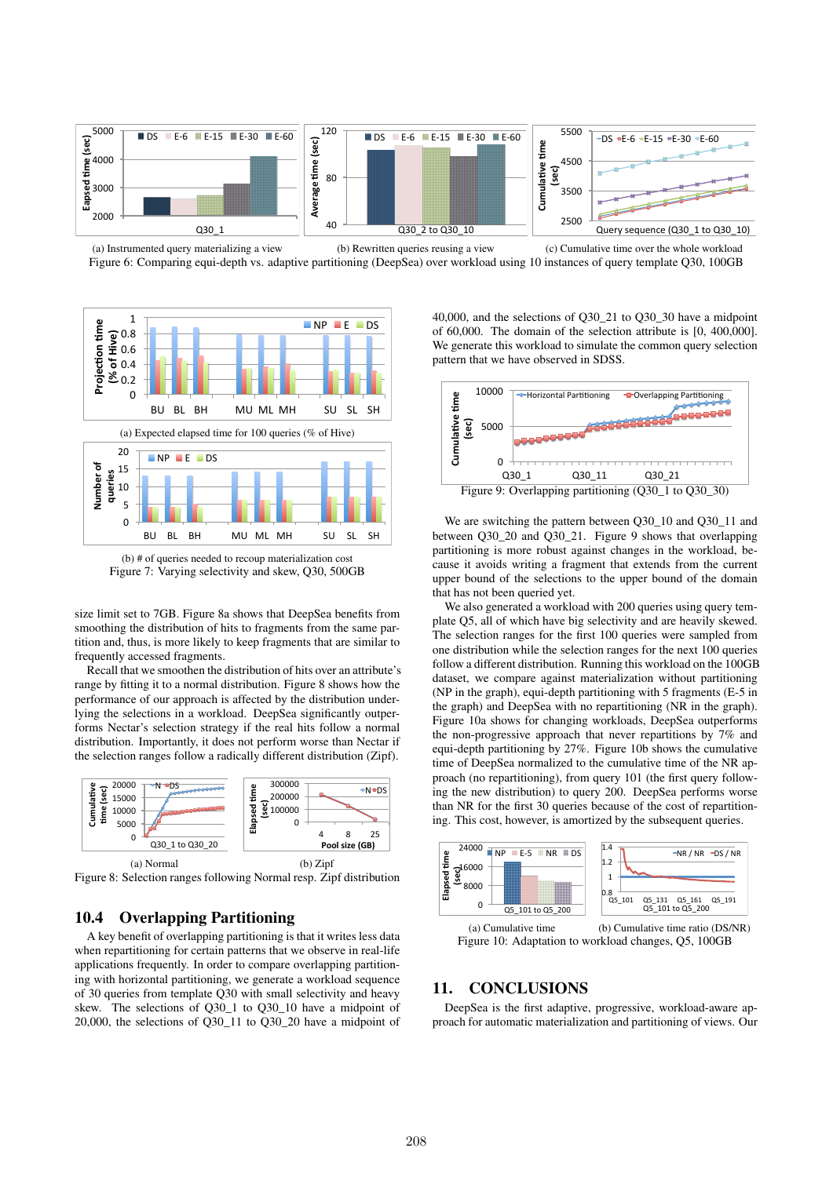(a) Instrumented query materializing a view

(b) Rewritten queries reusing a view

(c) Cumulative time over the whole workload

Figure 6: Comparing equi-depth vs. adaptive partitioning (DeepSea) over workload using 10 instances of query template Q30, 100GB

(a) Expected elapsed time for 100 queries (% of Hive)

(b) # of queries needed to recoup materialization cost

Figure 7: Varying selectivity and skew, Q30, 500GB

size limit set to 7GB. Figure 8a shows that DeepSea benefits from smoothing the distribution of hits to fragments from the same partition and, thus, is more likely to keep fragments that are similar to frequently accessed fragments.

Recall that we smoothen the distribution of hits over an attribute's range by fitting it to a normal distribution. Figure 8 shows how the performance of our approach is affected by the distribution underlying the selections in a workload. DeepSea significantly outperforms Nectar's selection strategy if the real hits follow a normal distribution. Importantly, it does not perform worse than Nectar if the selection ranges follow a radically different distribution (Zipf).

(a) Normal

(b) Zipf

Figure 8: Selection ranges following Normal resp. Zipf distribution

## 10.4 Overlapping Partitioning

A key benefit of overlapping partitioning is that it writes less data when repartitioning for certain patterns that we observe in real-life applications frequently. In order to compare overlapping partitioning with horizontal partitioning, we generate a workload sequence of 30 queries from template Q30 with small selectivity and heavy skew. The selections of Q30_1 to Q30_10 have a midpoint of 20,000, the selections of Q30_11 to Q30_20 have a midpoint of 40,000, and the selections of Q30_21 to Q30_30 have a midpoint of 60,000. The domain of the selection attribute is [0, 400,000]. We generate this workload to simulate the common query selection pattern that we have observed in SDSS.

Figure 9: Overlapping partitioning (Q30_1 to Q30_30)

We are switching the pattern between Q30_10 and Q30_11 and between Q30_20 and Q30_21. Figure 9 shows that overlapping partitioning is more robust against changes in the workload, because it avoids writing a fragment that extends from the current upper bound of the selections to the upper bound of the domain that has not been queried yet.

We also generated a workload with 200 queries using query template Q5, all of which have big selectivity and are heavily skewed. The selection ranges for the first 100 queries were sampled from one distribution while the selection ranges for the next 100 queries follow a different distribution. Running this workload on the 10GB dataset, we compare against materialization without partitioning (NP in the graph), equi-depth partitioning with 5 fragments (E-5 in the graph) and DeepSea with no repartitioning (NR in the graph). Figure 10a shows for changing workloads, DeepSea outperforms the non-progressive approach that never repartitions by 7% and equi-depth partitioning by 27%. Figure 10b shows the cumulative time of DeepSea normalized to the cumulative time of the NR approach (no repartitioning), from query 101 (the first query following the new distribution) to query 200. DeepSea performs worse than NR for the first 30 queries because of the cost of repartitioning. This cost, however, is amortized by the subsequent queries.

(a) Cumulative time

(b) Cumulative time ratio (DS/NR)

Figure 10: Adaptation to workload changes, Q5, 100GB

## 11. CONCLUSIONS

DeepSea is the first adaptive, progressive, workload-aware approach for automatic materialization and partitioning of views. Our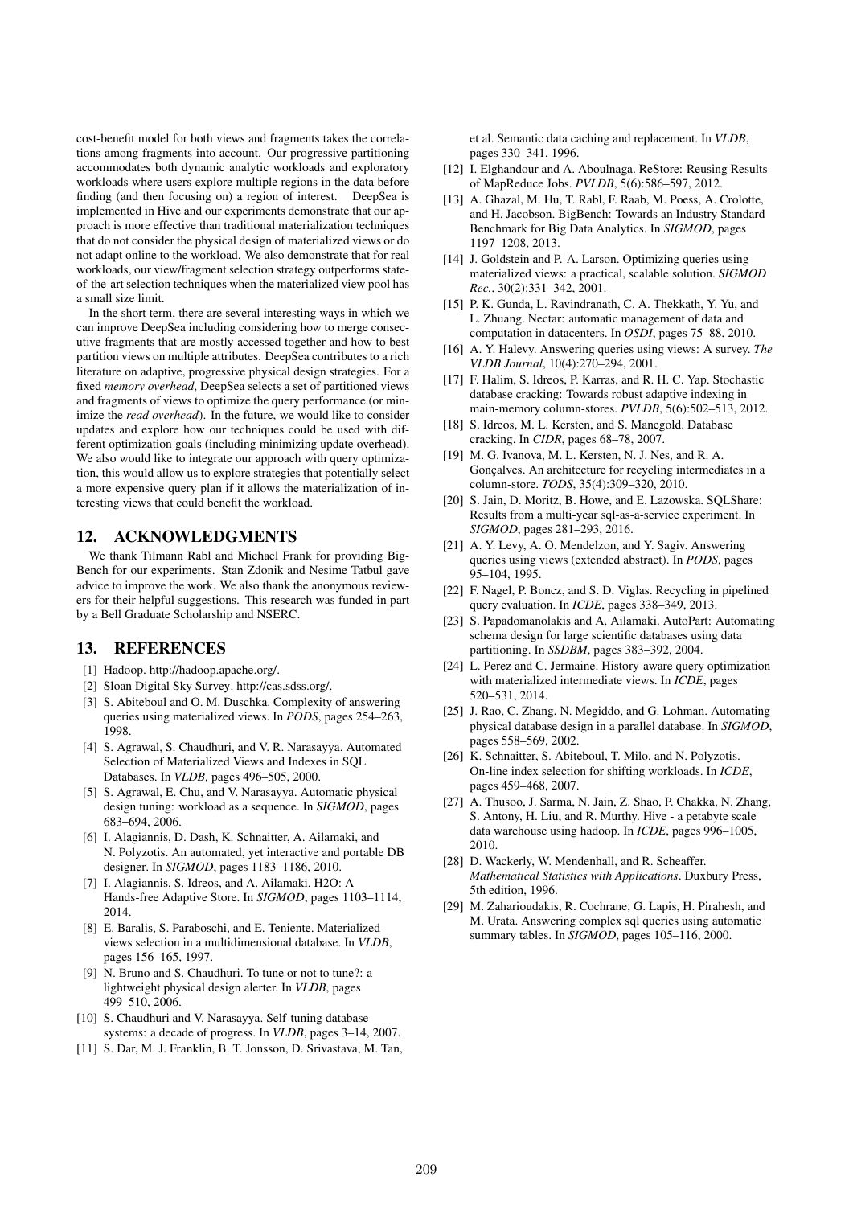cost-benefit model for both views and fragments takes the correlations among fragments into account. Our progressive partitioning accommodates both dynamic analytic workloads and exploratory workloads where users explore multiple regions in the data before finding (and then focusing on) a region of interest. DeepSea is implemented in Hive and our experiments demonstrate that our approach is more effective than traditional materialization techniques that do not consider the physical design of materialized views or do not adapt online to the workload. We also demonstrate that for real workloads, our view/fragment selection strategy outperforms state-of-the-art selection techniques when the materialized view pool has a small size limit.

In the short term, there are several interesting ways in which we can improve DeepSea including considering how to merge consecutive fragments that are mostly accessed together and how to best partition views on multiple attributes. DeepSea contributes to a rich literature on adaptive, progressive physical design strategies. For a fixed *memory overhead*, DeepSea selects a set of partitioned views and fragments of views to optimize the query performance (or minimize the *read overhead*). In the future, we would like to consider updates and explore how our techniques could be used with different optimization goals (including minimizing update overhead). We also would like to integrate our approach with query optimization, this would allow us to explore strategies that potentially select a more expensive query plan if it allows the materialization of interesting views that could benefit the workload.

## 12. ACKNOWLEDGMENTS

We thank Tilmann Rabl and Michael Frank for providing BigBench for our experiments. Stan Zdonik and Nesime Tatbul gave advice to improve the work. We also thank the anonymous reviewers for their helpful suggestions. This research was funded in part by a Bell Graduate Scholarship and NSERC.

## 13. REFERENCES

[1] Hadoop. http://hadoop.apache.org/.

[2] Sloan Digital Sky Survey. http://cas.sdss.org/.

[3] S. Abiteboul and O. M. Duschka. Complexity of answering queries using materialized views. In *PODS*, pages 254–263, 1998.

[4] S. Agrawal, S. Chaudhuri, and V. R. Narasayya. Automated Selection of Materialized Views and Indexes in SQL Databases. In *VLDB*, pages 496–505, 2000.

[5] S. Agrawal, E. Chu, and V. Narasayya. Automatic physical design tuning: workload as a sequence. In *SIGMOD*, pages 683–694, 2006.

[6] I. Alagiannis, D. Dash, K. Schnaitter, A. Ailamaki, and N. Polyzotis. An automated, yet interactive and portable DB designer. In *SIGMOD*, pages 1183–1186, 2010.

[7] I. Alagiannis, S. Idreos, and A. Ailamaki. H2O: A Hands-free Adaptive Store. In *SIGMOD*, pages 1103–1114, 2014.

[8] E. Baralis, S. Paraboschi, and E. Teniente. Materialized views selection in a multidimensional database. In *VLDB*, pages 156–165, 1997.

[9] N. Bruno and S. Chaudhuri. To tune or not to tune?: a lightweight physical design alerter. In *VLDB*, pages 499–510, 2006.

[10] S. Chaudhuri and V. Narasayya. Self-tuning database systems: a decade of progress. In *VLDB*, pages 3–14, 2007.

[11] S. Dar, M. J. Franklin, B. T. Jonsson, D. Srivastava, M. Tan, et al. Semantic data caching and replacement. In *VLDB*, pages 330–341, 1996.

[12] I. Elghandour and A. Aboulnaga. ReStore: Reusing Results of MapReduce Jobs. *PVLDB*, 5(6):586–597, 2012.

[13] A. Ghazal, M. Hu, T. Rabl, F. Raab, M. Poess, A. Crolotte, and H. Jacobson. BigBench: Towards an Industry Standard Benchmark for Big Data Analytics. In *SIGMOD*, pages 1197–1208, 2013.

[14] J. Goldstein and P.-A. Larson. Optimizing queries using materialized views: a practical, scalable solution. *SIGMOD Rec.*, 30(2):331–342, 2001.

[15] P. K. Gunda, L. Ravindranath, C. A. Thekkath, Y. Yu, and L. Zhuang. Nectar: automatic management of data and computation in datacenters. In *OSDI*, pages 75–88, 2010.

[16] A. Y. Halevy. Answering queries using views: A survey. *The VLDB Journal*, 10(4):270–294, 2001.

[17] F. Halim, S. Idreos, P. Karras, and R. H. C. Yap. Stochastic database cracking: Towards robust adaptive indexing in main-memory column-stores. *PVLDB*, 5(6):502–513, 2012.

[18] S. Idreos, M. L. Kersten, and S. Manegold. Database cracking. In *CIDR*, pages 68–78, 2007.

[19] M. G. Ivanova, M. L. Kersten, N. J. Nes, and R. A. Gonçalves. An architecture for recycling intermediates in a column-store. *TODS*, 35(4):309–320, 2010.

[20] S. Jain, D. Moritz, B. Howe, and E. Lazowska. SQLShare: Results from a multi-year sql-as-a-service experiment. In *SIGMOD*, pages 281–293, 2016.

[21] A. Y. Levy, A. O. Mendelzon, and Y. Sagiv. Answering queries using views (extended abstract). In *PODS*, pages 95–104, 1995.

[22] F. Nagel, P. Boncz, and S. D. Viglas. Recycling in pipelined query evaluation. In *ICDE*, pages 338–349, 2013.

[23] S. Papadomanolakis and A. Ailamaki. AutoPart: Automating schema design for large scientific databases using data partitioning. In *SSDBM*, pages 383–392, 2004.

[24] L. Perez and C. Jermaine. History-aware query optimization with materialized intermediate views. In *ICDE*, pages 520–531, 2014.

[25] J. Rao, C. Zhang, N. Megiddo, and G. Lohman. Automating physical database design in a parallel database. In *SIGMOD*, pages 558–569, 2002.

[26] K. Schnaitter, S. Abiteboul, T. Milo, and N. Polyzotis. On-line index selection for shifting workloads. In *ICDE*, pages 459–468, 2007.

[27] A. Thusoo, J. Sarma, N. Jain, Z. Shao, P. Chakka, N. Zhang, S. Antony, H. Liu, and R. Murthy. Hive - a petabyte scale data warehouse using hadoop. In *ICDE*, pages 996–1005, 2010.

[28] D. Wackerly, W. Mendenhall, and R. Scheaffer. *Mathematical Statistics with Applications*. Duxbury Press, 5th edition, 1996.

[29] M. Zaharioudakis, R. Cochrane, G. Lapis, H. Pirahesh, and M. Urata. Answering complex sql queries using automatic summary tables. In *SIGMOD*, pages 105–116, 2000.